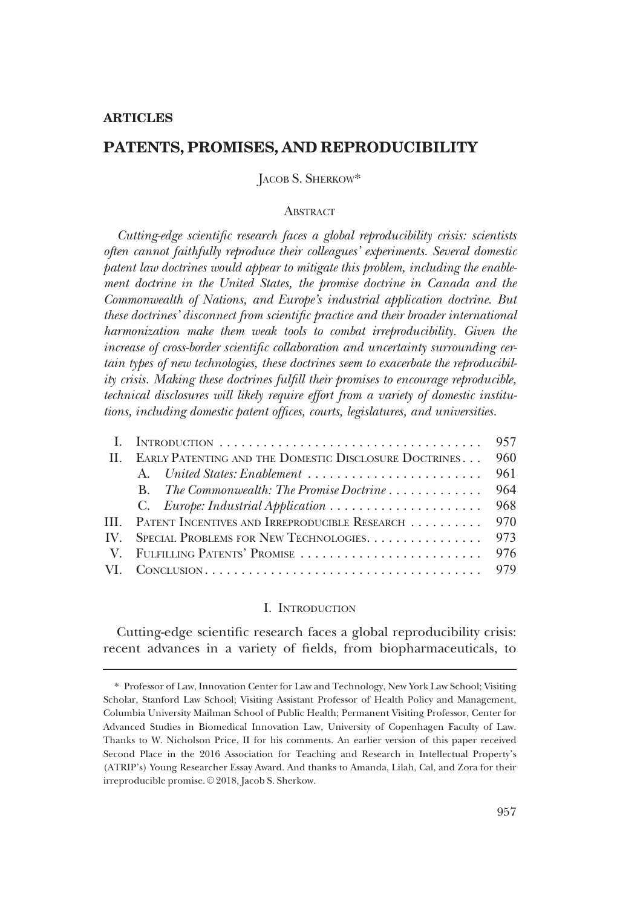**ARTICLES**

# PATENTS, PROMISES, AND REPRODUCIBILITY

JACOB S. SHERKOW*

## ABSTRACT

*Cutting-edge scientific research faces a global reproducibility crisis: scientists often cannot faithfully reproduce their colleagues' experiments. Several domestic patent law doctrines would appear to mitigate this problem, including the enablement doctrine in the United States, the promise doctrine in Canada and the Commonwealth of Nations, and Europe's industrial application doctrine. But these doctrines' disconnect from scientific practice and their broader international harmonization make them weak tools to combat irreproducibility. Given the increase of cross-border scientific collaboration and uncertainty surrounding certain types of new technologies, these doctrines seem to exacerbate the reproducibility crisis. Making these doctrines fulfill their promises to encourage reproducible, technical disclosures will likely require effort from a variety of domestic institutions, including domestic patent offices, courts, legislatures, and universities.*

| | | |
|---|---|---|
| I. | INTRODUCTION | 957 |
| II. | EARLY PATENTING AND THE DOMESTIC DISCLOSURE DOCTRINES | 960 |
| | A. *United States: Enablement* | 961 |
| | B. *The Commonwealth: The Promise Doctrine* | 964 |
| | C. *Europe: Industrial Application* | 968 |
| III. | PATENT INCENTIVES AND IRREPRODUCIBLE RESEARCH | 970 |
| IV. | SPECIAL PROBLEMS FOR NEW TECHNOLOGIES | 973 |
| V. | FULFILLING PATENTS' PROMISE | 976 |
| VI. | CONCLUSION | 979 |

## I. INTRODUCTION

Cutting-edge scientific research faces a global reproducibility crisis: recent advances in a variety of fields, from biopharmaceuticals, to

---

\* Professor of Law, Innovation Center for Law and Technology, New York Law School; Visiting Scholar, Stanford Law School; Visiting Assistant Professor of Health Policy and Management, Columbia University Mailman School of Public Health; Permanent Visiting Professor, Center for Advanced Studies in Biomedical Innovation Law, University of Copenhagen Faculty of Law. Thanks to W. Nicholson Price, II for his comments. An earlier version of this paper received Second Place in the 2016 Association for Teaching and Research in Intellectual Property's (ATRIP's) Young Researcher Essay Award. And thanks to Amanda, Lilah, Cal, and Zora for their irreproducible promise. © 2018, Jacob S. Sherkow.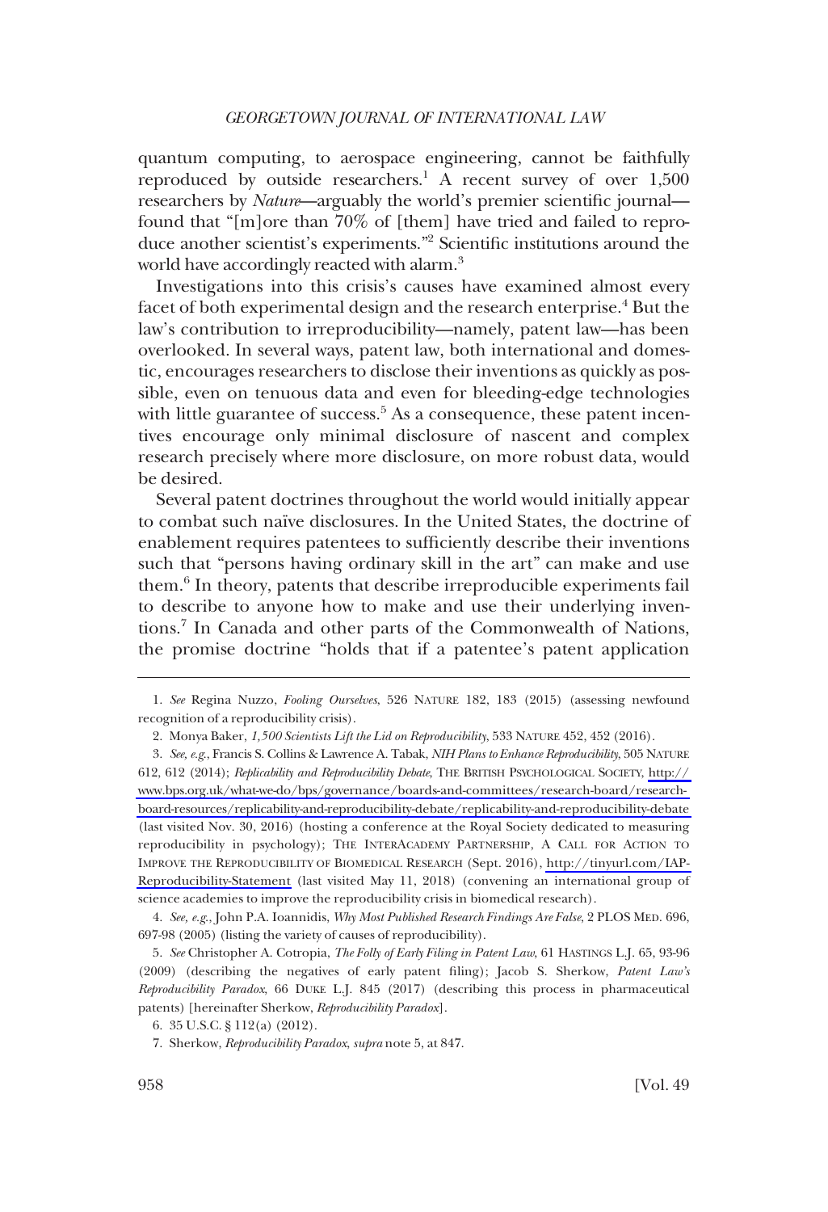quantum computing, to aerospace engineering, cannot be faithfully reproduced by outside researchers.[1] A recent survey of over 1,500 researchers by *Nature*—arguably the world's premier scientific journal—found that "[m]ore than 70% of [them] have tried and failed to reproduce another scientist's experiments."[2] Scientific institutions around the world have accordingly reacted with alarm.[3]

Investigations into this crisis's causes have examined almost every facet of both experimental design and the research enterprise.[4] But the law's contribution to irreproducibility—namely, patent law—has been overlooked. In several ways, patent law, both international and domestic, encourages researchers to disclose their inventions as quickly as possible, even on tenuous data and even for bleeding-edge technologies with little guarantee of success.[5] As a consequence, these patent incentives encourage only minimal disclosure of nascent and complex research precisely where more disclosure, on more robust data, would be desired.

Several patent doctrines throughout the world would initially appear to combat such naïve disclosures. In the United States, the doctrine of enablement requires patentees to sufficiently describe their inventions such that "persons having ordinary skill in the art" can make and use them.[6] In theory, patents that describe irreproducible experiments fail to describe to anyone how to make and use their underlying inventions.[7] In Canada and other parts of the Commonwealth of Nations, the promise doctrine "holds that if a patentee's patent application

---

1. *See* Regina Nuzzo, *Fooling Ourselves*, 526 NATURE 182, 183 (2015) (assessing newfound recognition of a reproducibility crisis).

2. Monya Baker, *1,500 Scientists Lift the Lid on Reproducibility*, 533 NATURE 452, 452 (2016).

3. *See, e.g.*, Francis S. Collins & Lawrence A. Tabak, *NIH Plans to Enhance Reproducibility*, 505 NATURE 612, 612 (2014); *Replicability and Reproducibility Debate*, THE BRITISH PSYCHOLOGICAL SOCIETY, http://www.bps.org.uk/what-we-do/bps/governance/boards-and-committees/research-board/research-board-resources/replicability-and-reproducibility-debate/replicability-and-reproducibility-debate (last visited Nov. 30, 2016) (hosting a conference at the Royal Society dedicated to measuring reproducibility in psychology); THE INTERACADEMY PARTNERSHIP, A CALL FOR ACTION TO IMPROVE THE REPRODUCIBILITY OF BIOMEDICAL RESEARCH (Sept. 2016), http://tinyurl.com/IAP-Reproducibility-Statement (last visited May 11, 2018) (convening an international group of science academies to improve the reproducibility crisis in biomedical research).

4. *See, e.g.*, John P.A. Ioannidis, *Why Most Published Research Findings Are False*, 2 PLOS MED. 696, 697-98 (2005) (listing the variety of causes of reproducibility).

5. *See* Christopher A. Cotropia, *The Folly of Early Filing in Patent Law*, 61 HASTINGS L.J. 65, 93-96 (2009) (describing the negatives of early patent filing); Jacob S. Sherkow, *Patent Law's Reproducibility Paradox*, 66 DUKE L.J. 845 (2017) (describing this process in pharmaceutical patents) [hereinafter Sherkow, *Reproducibility Paradox*].

6. 35 U.S.C. § 112(a) (2012).

7. Sherkow, *Reproducibility Paradox*, *supra* note 5, at 847.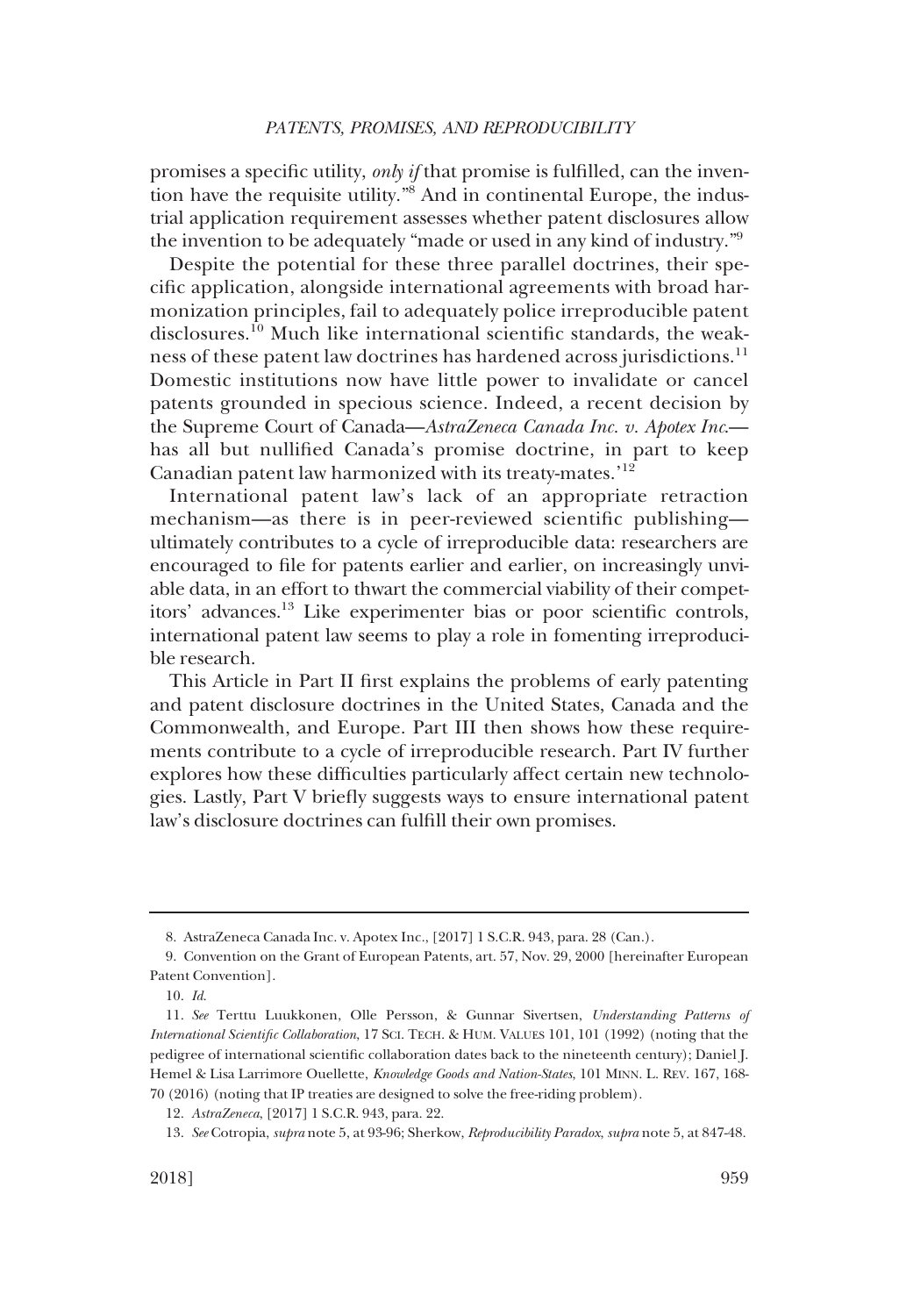promises a specific utility, *only if* that promise is fulfilled, can the invention have the requisite utility."[8] And in continental Europe, the industrial application requirement assesses whether patent disclosures allow the invention to be adequately "made or used in any kind of industry."[9]

Despite the potential for these three parallel doctrines, their specific application, alongside international agreements with broad harmonization principles, fail to adequately police irreproducible patent disclosures.[10] Much like international scientific standards, the weakness of these patent law doctrines has hardened across jurisdictions.[11] Domestic institutions now have little power to invalidate or cancel patents grounded in specious science. Indeed, a recent decision by the Supreme Court of Canada—*AstraZeneca Canada Inc. v. Apotex Inc.*—has all but nullified Canada's promise doctrine, in part to keep Canadian patent law harmonized with its treaty-mates.'[12]

International patent law's lack of an appropriate retraction mechanism—as there is in peer-reviewed scientific publishing—ultimately contributes to a cycle of irreproducible data: researchers are encouraged to file for patents earlier and earlier, on increasingly unviable data, in an effort to thwart the commercial viability of their competitors' advances.[13] Like experimenter bias or poor scientific controls, international patent law seems to play a role in fomenting irreproducible research.

This Article in Part II first explains the problems of early patenting and patent disclosure doctrines in the United States, Canada and the Commonwealth, and Europe. Part III then shows how these requirements contribute to a cycle of irreproducible research. Part IV further explores how these difficulties particularly affect certain new technologies. Lastly, Part V briefly suggests ways to ensure international patent law's disclosure doctrines can fulfill their own promises.

---

8. AstraZeneca Canada Inc. v. Apotex Inc., [2017] 1 S.C.R. 943, para. 28 (Can.).

9. Convention on the Grant of European Patents, art. 57, Nov. 29, 2000 [hereinafter European Patent Convention].

10. *Id.*

11. *See* Terttu Luukkonen, Olle Persson, & Gunnar Sivertsen, *Understanding Patterns of International Scientific Collaboration*, 17 SCI. TECH. & HUM. VALUES 101, 101 (1992) (noting that the pedigree of international scientific collaboration dates back to the nineteenth century); Daniel J. Hemel & Lisa Larrimore Ouellette, *Knowledge Goods and Nation-States*, 101 MINN. L. REV. 167, 168-70 (2016) (noting that IP treaties are designed to solve the free-riding problem).

12. *AstraZeneca*, [2017] 1 S.C.R. 943, para. 22.

13. *See* Cotropia, *supra* note 5, at 93-96; Sherkow, *Reproducibility Paradox*, *supra* note 5, at 847-48.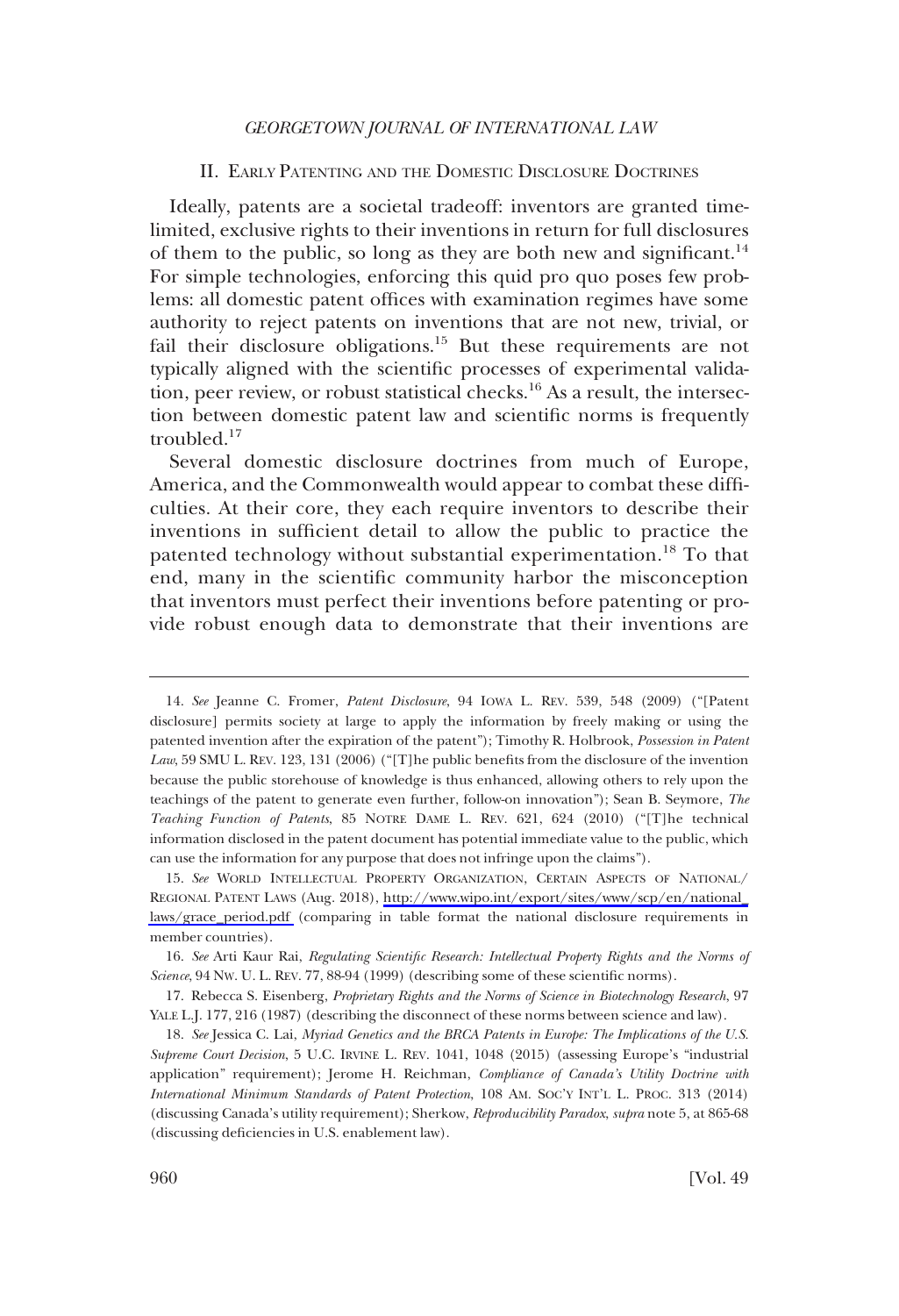## II. Early Patenting and the Domestic Disclosure Doctrines

Ideally, patents are a societal tradeoff: inventors are granted time-limited, exclusive rights to their inventions in return for full disclosures of them to the public, so long as they are both new and significant.[14] For simple technologies, enforcing this quid pro quo poses few problems: all domestic patent offices with examination regimes have some authority to reject patents on inventions that are not new, trivial, or fail their disclosure obligations.[15] But these requirements are not typically aligned with the scientific processes of experimental validation, peer review, or robust statistical checks.[16] As a result, the intersection between domestic patent law and scientific norms is frequently troubled.[17]

Several domestic disclosure doctrines from much of Europe, America, and the Commonwealth would appear to combat these difficulties. At their core, they each require inventors to describe their inventions in sufficient detail to allow the public to practice the patented technology without substantial experimentation.[18] To that end, many in the scientific community harbor the misconception that inventors must perfect their inventions before patenting or provide robust enough data to demonstrate that their inventions are

---

14. *See* Jeanne C. Fromer, *Patent Disclosure*, 94 Iowa L. Rev. 539, 548 (2009) ("[Patent disclosure] permits society at large to apply the information by freely making or using the patented invention after the expiration of the patent"); Timothy R. Holbrook, *Possession in Patent Law*, 59 SMU L. Rev. 123, 131 (2006) ("[T]he public benefits from the disclosure of the invention because the public storehouse of knowledge is thus enhanced, allowing others to rely upon the teachings of the patent to generate even further, follow-on innovation"); Sean B. Seymore, *The Teaching Function of Patents*, 85 Notre Dame L. Rev. 621, 624 (2010) ("[T]he technical information disclosed in the patent document has potential immediate value to the public, which can use the information for any purpose that does not infringe upon the claims").

15. *See* World Intellectual Property Organization, Certain Aspects of National/Regional Patent Laws (Aug. 2018), http://www.wipo.int/export/sites/www/scp/en/national_laws/grace_period.pdf (comparing in table format the national disclosure requirements in member countries).

16. *See* Arti Kaur Rai, *Regulating Scientific Research: Intellectual Property Rights and the Norms of Science*, 94 Nw. U. L. Rev. 77, 88-94 (1999) (describing some of these scientific norms).

17. Rebecca S. Eisenberg, *Proprietary Rights and the Norms of Science in Biotechnology Research*, 97 Yale L.J. 177, 216 (1987) (describing the disconnect of these norms between science and law).

18. *See* Jessica C. Lai, *Myriad Genetics and the BRCA Patents in Europe: The Implications of the U.S. Supreme Court Decision*, 5 U.C. Irvine L. Rev. 1041, 1048 (2015) (assessing Europe's "industrial application" requirement); Jerome H. Reichman, *Compliance of Canada's Utility Doctrine with International Minimum Standards of Patent Protection*, 108 Am. Soc'y Int'l L. Proc. 313 (2014) (discussing Canada's utility requirement); Sherkow, *Reproducibility Paradox*, *supra* note 5, at 865-68 (discussing deficiencies in U.S. enablement law).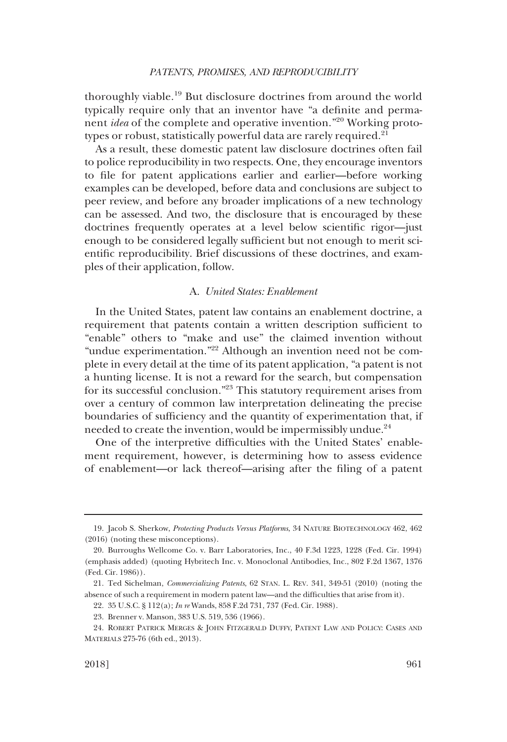thoroughly viable.[19] But disclosure doctrines from around the world typically require only that an inventor have "a definite and permanent *idea* of the complete and operative invention."[20] Working prototypes or robust, statistically powerful data are rarely required.[21]

As a result, these domestic patent law disclosure doctrines often fail to police reproducibility in two respects. One, they encourage inventors to file for patent applications earlier and earlier—before working examples can be developed, before data and conclusions are subject to peer review, and before any broader implications of a new technology can be assessed. And two, the disclosure that is encouraged by these doctrines frequently operates at a level below scientific rigor—just enough to be considered legally sufficient but not enough to merit scientific reproducibility. Brief discussions of these doctrines, and examples of their application, follow.

### A. *United States: Enablement*

In the United States, patent law contains an enablement doctrine, a requirement that patents contain a written description sufficient to "enable" others to "make and use" the claimed invention without "undue experimentation."[22] Although an invention need not be complete in every detail at the time of its patent application, "a patent is not a hunting license. It is not a reward for the search, but compensation for its successful conclusion."[23] This statutory requirement arises from over a century of common law interpretation delineating the precise boundaries of sufficiency and the quantity of experimentation that, if needed to create the invention, would be impermissibly undue.[24]

One of the interpretive difficulties with the United States' enablement requirement, however, is determining how to assess evidence of enablement—or lack thereof—arising after the filing of a patent

---

19. Jacob S. Sherkow, *Protecting Products Versus Platforms*, 34 NATURE BIOTECHNOLOGY 462, 462 (2016) (noting these misconceptions).

20. Burroughs Wellcome Co. v. Barr Laboratories, Inc., 40 F.3d 1223, 1228 (Fed. Cir. 1994) (emphasis added) (quoting Hybritech Inc. v. Monoclonal Antibodies, Inc., 802 F.2d 1367, 1376 (Fed. Cir. 1986)).

21. Ted Sichelman, *Commercializing Patents*, 62 STAN. L. REV. 341, 349-51 (2010) (noting the absence of such a requirement in modern patent law—and the difficulties that arise from it).

22. 35 U.S.C. § 112(a); *In re* Wands, 858 F.2d 731, 737 (Fed. Cir. 1988).

23. Brenner v. Manson, 383 U.S. 519, 536 (1966).

24. ROBERT PATRICK MERGES & JOHN FITZGERALD DUFFY, PATENT LAW AND POLICY: CASES AND MATERIALS 275-76 (6th ed., 2013).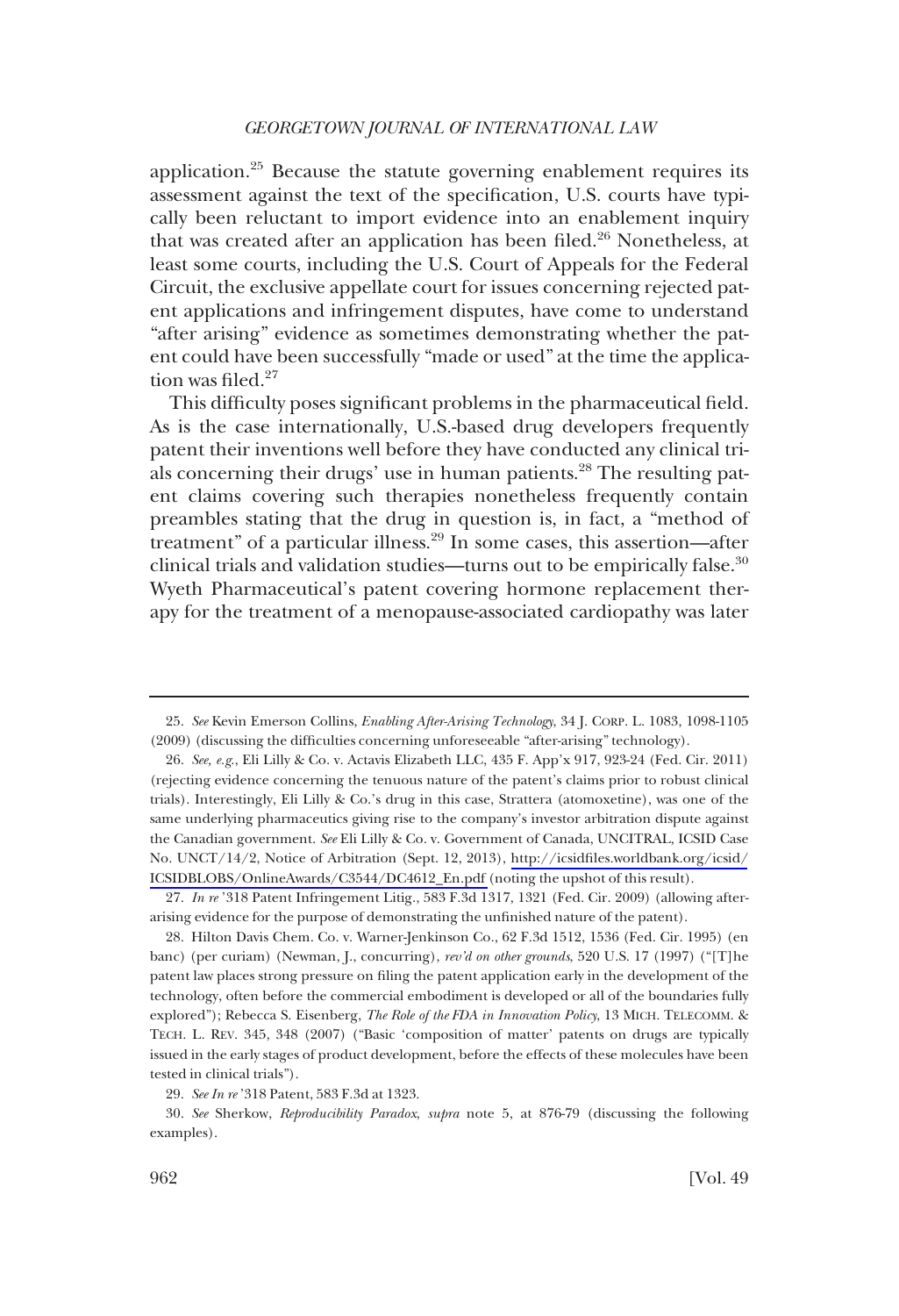application.[25] Because the statute governing enablement requires its assessment against the text of the specification, U.S. courts have typically been reluctant to import evidence into an enablement inquiry that was created after an application has been filed.[26] Nonetheless, at least some courts, including the U.S. Court of Appeals for the Federal Circuit, the exclusive appellate court for issues concerning rejected patent applications and infringement disputes, have come to understand "after arising" evidence as sometimes demonstrating whether the patent could have been successfully "made or used" at the time the application was filed.[27]

This difficulty poses significant problems in the pharmaceutical field. As is the case internationally, U.S.-based drug developers frequently patent their inventions well before they have conducted any clinical trials concerning their drugs' use in human patients.[28] The resulting patent claims covering such therapies nonetheless frequently contain preambles stating that the drug in question is, in fact, a "method of treatment" of a particular illness.[29] In some cases, this assertion—after clinical trials and validation studies—turns out to be empirically false.[30] Wyeth Pharmaceutical's patent covering hormone replacement therapy for the treatment of a menopause-associated cardiopathy was later

---

25. *See* Kevin Emerson Collins, *Enabling After-Arising Technology*, 34 J. CORP. L. 1083, 1098-1105 (2009) (discussing the difficulties concerning unforeseeable "after-arising" technology).

26. *See, e.g.*, Eli Lilly & Co. v. Actavis Elizabeth LLC, 435 F. App'x 917, 923-24 (Fed. Cir. 2011) (rejecting evidence concerning the tenuous nature of the patent's claims prior to robust clinical trials). Interestingly, Eli Lilly & Co.'s drug in this case, Strattera (atomoxetine), was one of the same underlying pharmaceutics giving rise to the company's investor arbitration dispute against the Canadian government. *See* Eli Lilly & Co. v. Government of Canada, UNCITRAL, ICSID Case No. UNCT/14/2, Notice of Arbitration (Sept. 12, 2013), http://icsidfiles.worldbank.org/icsid/ICSIDBLOBS/OnlineAwards/C3544/DC4612_En.pdf (noting the upshot of this result).

27. *In re* '318 Patent Infringement Litig., 583 F.3d 1317, 1321 (Fed. Cir. 2009) (allowing after-arising evidence for the purpose of demonstrating the unfinished nature of the patent).

28. Hilton Davis Chem. Co. v. Warner-Jenkinson Co., 62 F.3d 1512, 1536 (Fed. Cir. 1995) (en banc) (per curiam) (Newman, J., concurring), *rev'd on other grounds*, 520 U.S. 17 (1997) ("[T]he patent law places strong pressure on filing the patent application early in the development of the technology, often before the commercial embodiment is developed or all of the boundaries fully explored"); Rebecca S. Eisenberg, *The Role of the FDA in Innovation Policy*, 13 MICH. TELECOMM. & TECH. L. REV. 345, 348 (2007) ("Basic 'composition of matter' patents on drugs are typically issued in the early stages of product development, before the effects of these molecules have been tested in clinical trials").

29. *See In re* '318 Patent, 583 F.3d at 1323.

30. *See* Sherkow, *Reproducibility Paradox*, *supra* note 5, at 876-79 (discussing the following examples).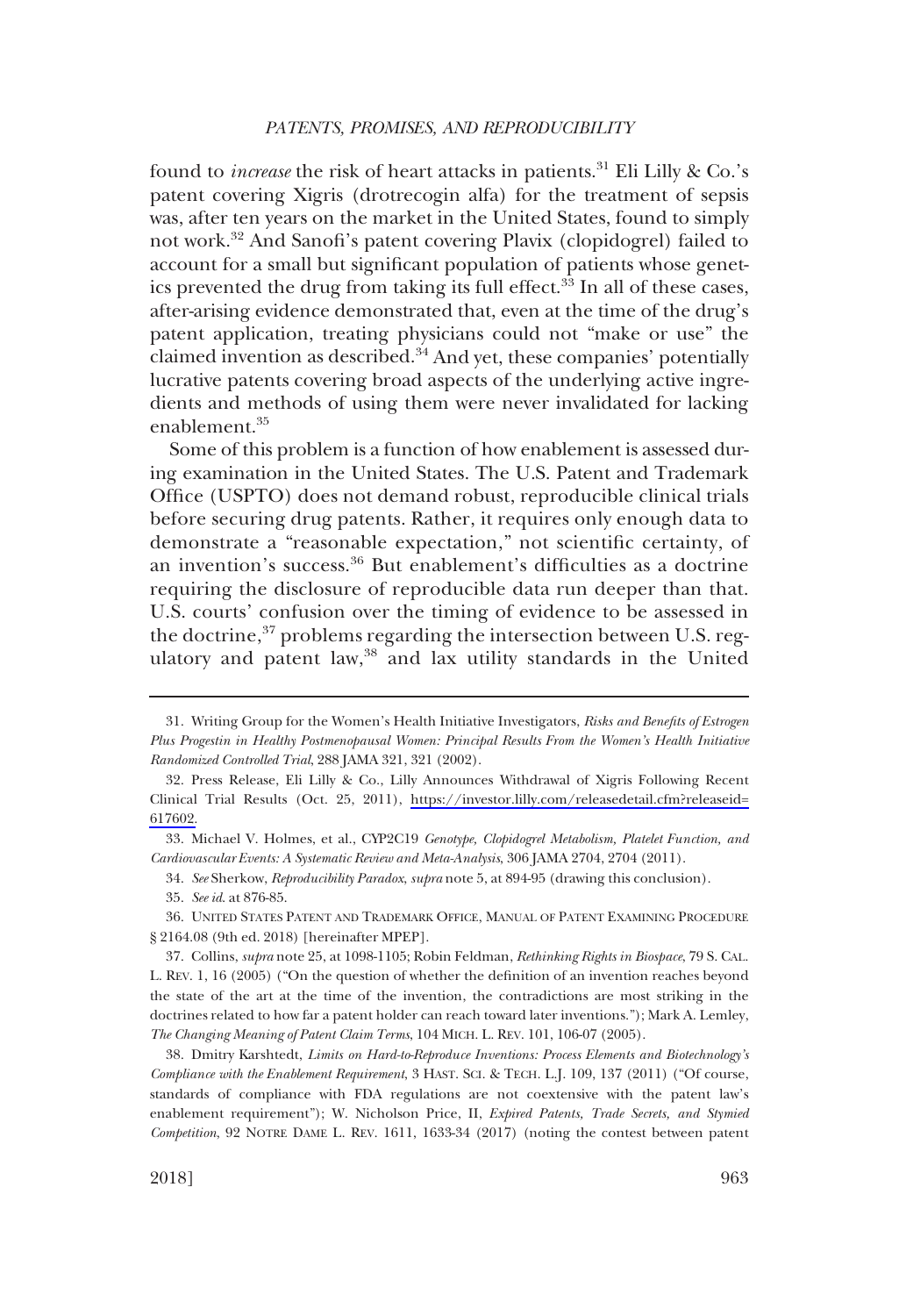found to *increase* the risk of heart attacks in patients.[31] Eli Lilly & Co.'s patent covering Xigris (drotrecogin alfa) for the treatment of sepsis was, after ten years on the market in the United States, found to simply not work.[32] And Sanofi's patent covering Plavix (clopidogrel) failed to account for a small but significant population of patients whose genetics prevented the drug from taking its full effect.[33] In all of these cases, after-arising evidence demonstrated that, even at the time of the drug's patent application, treating physicians could not "make or use" the claimed invention as described.[34] And yet, these companies' potentially lucrative patents covering broad aspects of the underlying active ingredients and methods of using them were never invalidated for lacking enablement.[35]

Some of this problem is a function of how enablement is assessed during examination in the United States. The U.S. Patent and Trademark Office (USPTO) does not demand robust, reproducible clinical trials before securing drug patents. Rather, it requires only enough data to demonstrate a "reasonable expectation," not scientific certainty, of an invention's success.[36] But enablement's difficulties as a doctrine requiring the disclosure of reproducible data run deeper than that. U.S. courts' confusion over the timing of evidence to be assessed in the doctrine,[37] problems regarding the intersection between U.S. regulatory and patent law,[38] and lax utility standards in the United

---

31. Writing Group for the Women's Health Initiative Investigators, *Risks and Benefits of Estrogen Plus Progestin in Healthy Postmenopausal Women: Principal Results From the Women's Health Initiative Randomized Controlled Trial*, 288 JAMA 321, 321 (2002).

32. Press Release, Eli Lilly & Co., Lilly Announces Withdrawal of Xigris Following Recent Clinical Trial Results (Oct. 25, 2011), https://investor.lilly.com/releasedetail.cfm?releaseid=617602.

33. Michael V. Holmes, et al., CYP2C19 *Genotype, Clopidogrel Metabolism, Platelet Function, and Cardiovascular Events: A Systematic Review and Meta-Analysis*, 306 JAMA 2704, 2704 (2011).

34. *See* Sherkow, *Reproducibility Paradox*, *supra* note 5, at 894-95 (drawing this conclusion).

35. *See id.* at 876-85.

36. UNITED STATES PATENT AND TRADEMARK OFFICE, MANUAL OF PATENT EXAMINING PROCEDURE § 2164.08 (9th ed. 2018) [hereinafter MPEP].

37. Collins, *supra* note 25, at 1098-1105; Robin Feldman, *Rethinking Rights in Biospace*, 79 S. CAL. L. REV. 1, 16 (2005) ("On the question of whether the definition of an invention reaches beyond the state of the art at the time of the invention, the contradictions are most striking in the doctrines related to how far a patent holder can reach toward later inventions."); Mark A. Lemley, *The Changing Meaning of Patent Claim Terms*, 104 MICH. L. REV. 101, 106-07 (2005).

38. Dmitry Karshtedt, *Limits on Hard-to-Reproduce Inventions: Process Elements and Biotechnology's Compliance with the Enablement Requirement*, 3 HAST. SCI. & TECH. L.J. 109, 137 (2011) ("Of course, standards of compliance with FDA regulations are not coextensive with the patent law's enablement requirement"); W. Nicholson Price, II, *Expired Patents, Trade Secrets, and Stymied Competition*, 92 NOTRE DAME L. REV. 1611, 1633-34 (2017) (noting the contest between patent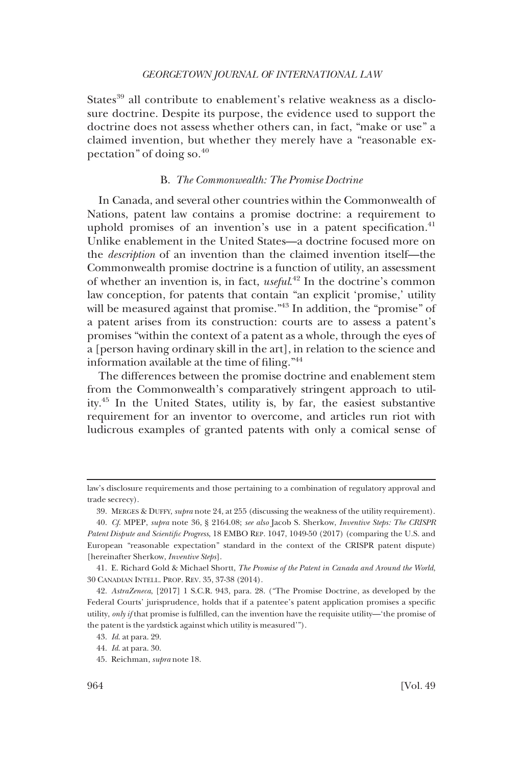States[39] all contribute to enablement's relative weakness as a disclosure doctrine. Despite its purpose, the evidence used to support the doctrine does not assess whether others can, in fact, "make or use" a claimed invention, but whether they merely have a "reasonable expectation" of doing so.[40]

### B. *The Commonwealth: The Promise Doctrine*

In Canada, and several other countries within the Commonwealth of Nations, patent law contains a promise doctrine: a requirement to uphold promises of an invention's use in a patent specification.[41] Unlike enablement in the United States—a doctrine focused more on the *description* of an invention than the claimed invention itself—the Commonwealth promise doctrine is a function of utility, an assessment of whether an invention is, in fact, *useful*.[42] In the doctrine's common law conception, for patents that contain "an explicit 'promise,' utility will be measured against that promise."[43] In addition, the "promise" of a patent arises from its construction: courts are to assess a patent's promises "within the context of a patent as a whole, through the eyes of a [person having ordinary skill in the art], in relation to the science and information available at the time of filing."[44]

The differences between the promise doctrine and enablement stem from the Commonwealth's comparatively stringent approach to utility.[45] In the United States, utility is, by far, the easiest substantive requirement for an inventor to overcome, and articles run riot with ludicrous examples of granted patents with only a comical sense of

---

law's disclosure requirements and those pertaining to a combination of regulatory approval and trade secrecy).

39. MERGES & DUFFY, *supra* note 24, at 255 (discussing the weakness of the utility requirement).

40. *Cf.* MPEP, *supra* note 36, § 2164.08; *see also* Jacob S. Sherkow, *Inventive Steps: The CRISPR Patent Dispute and Scientific Progress*, 18 EMBO REP. 1047, 1049-50 (2017) (comparing the U.S. and European "reasonable expectation" standard in the context of the CRISPR patent dispute) [hereinafter Sherkow, *Inventive Steps*].

41. E. Richard Gold & Michael Shortt, *The Promise of the Patent in Canada and Around the World*, 30 CANADIAN INTELL. PROP. REV. 35, 37-38 (2014).

42. *AstraZeneca*, [2017] 1 S.C.R. 943, para. 28. ("The Promise Doctrine, as developed by the Federal Courts' jurisprudence, holds that if a patentee's patent application promises a specific utility, *only if* that promise is fulfilled, can the invention have the requisite utility—'the promise of the patent is the yardstick against which utility is measured'").

43. *Id.* at para. 29.

44. *Id.* at para. 30.

45. Reichman, *supra* note 18.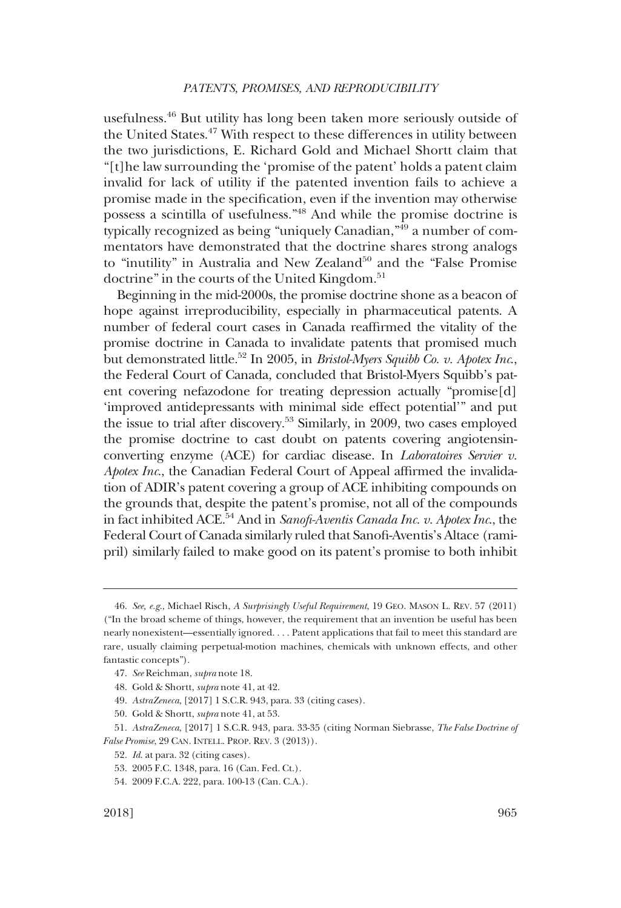usefulness.[46] But utility has long been taken more seriously outside of the United States.[47] With respect to these differences in utility between the two jurisdictions, E. Richard Gold and Michael Shortt claim that "[t]he law surrounding the 'promise of the patent' holds a patent claim invalid for lack of utility if the patented invention fails to achieve a promise made in the specification, even if the invention may otherwise possess a scintilla of usefulness."[48] And while the promise doctrine is typically recognized as being "uniquely Canadian,"[49] a number of commentators have demonstrated that the doctrine shares strong analogs to "inutility" in Australia and New Zealand[50] and the "False Promise doctrine" in the courts of the United Kingdom.[51]

Beginning in the mid-2000s, the promise doctrine shone as a beacon of hope against irreproducibility, especially in pharmaceutical patents. A number of federal court cases in Canada reaffirmed the vitality of the promise doctrine in Canada to invalidate patents that promised much but demonstrated little.[52] In 2005, in *Bristol-Myers Squibb Co. v. Apotex Inc.*, the Federal Court of Canada, concluded that Bristol-Myers Squibb's patent covering nefazodone for treating depression actually "promise[d] 'improved antidepressants with minimal side effect potential'" and put the issue to trial after discovery.[53] Similarly, in 2009, two cases employed the promise doctrine to cast doubt on patents covering angiotensin-converting enzyme (ACE) for cardiac disease. In *Laboratoires Servier v. Apotex Inc.*, the Canadian Federal Court of Appeal affirmed the invalidation of ADIR's patent covering a group of ACE inhibiting compounds on the grounds that, despite the patent's promise, not all of the compounds in fact inhibited ACE.[54] And in *Sanofi-Aventis Canada Inc. v. Apotex Inc.*, the Federal Court of Canada similarly ruled that Sanofi-Aventis's Altace (ramipril) similarly failed to make good on its patent's promise to both inhibit

---

46. *See, e.g.*, Michael Risch, *A Surprisingly Useful Requirement*, 19 GEO. MASON L. REV. 57 (2011) ("In the broad scheme of things, however, the requirement that an invention be useful has been nearly nonexistent—essentially ignored. . . . Patent applications that fail to meet this standard are rare, usually claiming perpetual-motion machines, chemicals with unknown effects, and other fantastic concepts").

47. *See* Reichman, *supra* note 18.

48. Gold & Shortt, *supra* note 41, at 42.

49. *AstraZeneca*, [2017] 1 S.C.R. 943, para. 33 (citing cases).

50. Gold & Shortt, *supra* note 41, at 53.

51. *AstraZeneca*, [2017] 1 S.C.R. 943, para. 33-35 (citing Norman Siebrasse, *The False Doctrine of False Promise*, 29 CAN. INTELL. PROP. REV. 3 (2013)).

52. *Id.* at para. 32 (citing cases).

53. 2005 F.C. 1348, para. 16 (Can. Fed. Ct.).

54. 2009 F.C.A. 222, para. 100-13 (Can. C.A.).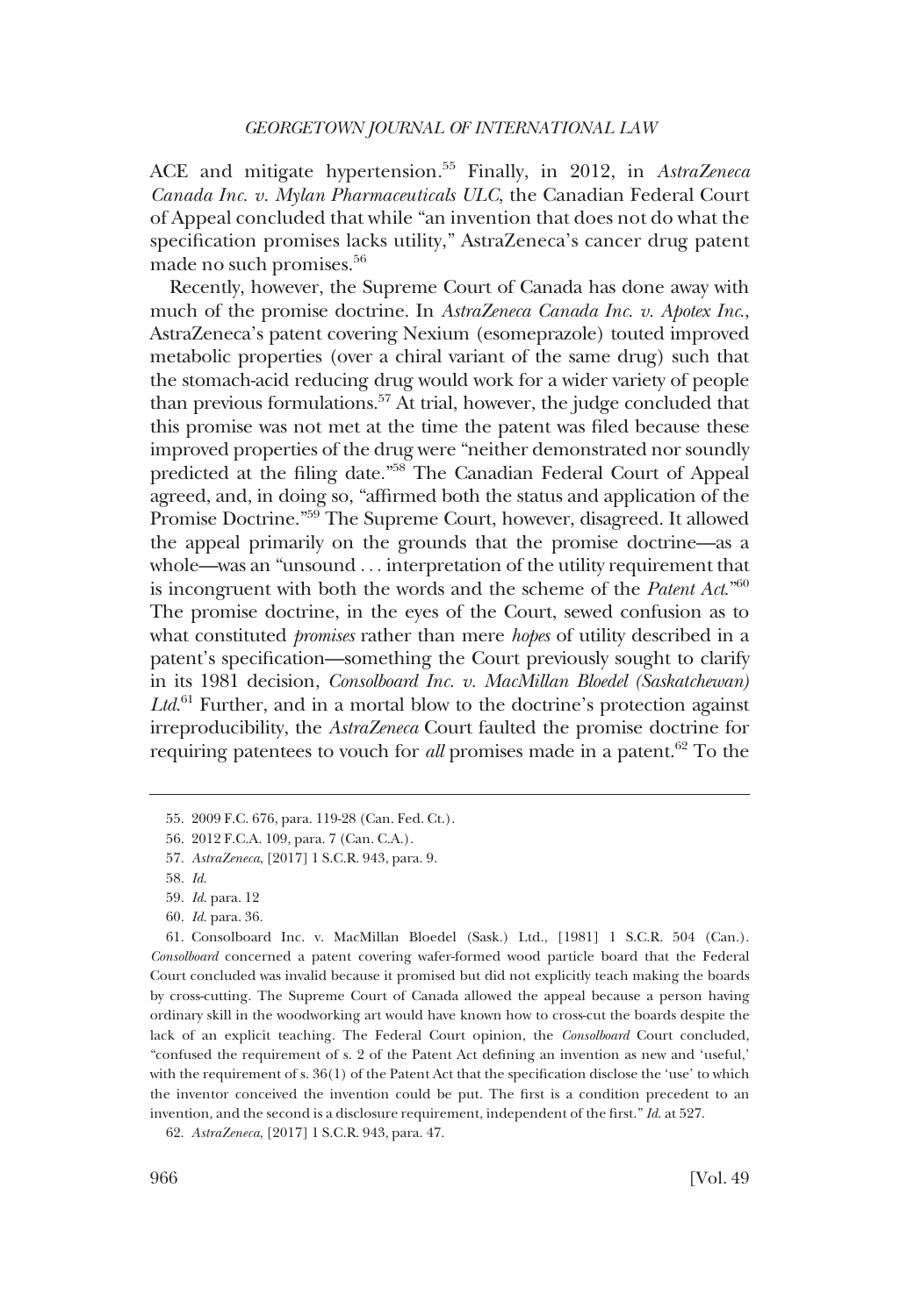ACE and mitigate hypertension.[55] Finally, in 2012, in *AstraZeneca Canada Inc. v. Mylan Pharmaceuticals ULC*, the Canadian Federal Court of Appeal concluded that while "an invention that does not do what the specification promises lacks utility," AstraZeneca's cancer drug patent made no such promises.[56]

Recently, however, the Supreme Court of Canada has done away with much of the promise doctrine. In *AstraZeneca Canada Inc. v. Apotex Inc.*, AstraZeneca's patent covering Nexium (esomeprazole) touted improved metabolic properties (over a chiral variant of the same drug) such that the stomach-acid reducing drug would work for a wider variety of people than previous formulations.[57] At trial, however, the judge concluded that this promise was not met at the time the patent was filed because these improved properties of the drug were "neither demonstrated nor soundly predicted at the filing date."[58] The Canadian Federal Court of Appeal agreed, and, in doing so, "affirmed both the status and application of the Promise Doctrine."[59] The Supreme Court, however, disagreed. It allowed the appeal primarily on the grounds that the promise doctrine—as a whole—was an "unsound . . . interpretation of the utility requirement that is incongruent with both the words and the scheme of the *Patent Act*."[60] The promise doctrine, in the eyes of the Court, sewed confusion as to what constituted *promises* rather than mere *hopes* of utility described in a patent's specification—something the Court previously sought to clarify in its 1981 decision, *Consolboard Inc. v. MacMillan Bloedel (Saskatchewan) Ltd.*[61] Further, and in a mortal blow to the doctrine's protection against irreproducibility, the *AstraZeneca* Court faulted the promise doctrine for requiring patentees to vouch for *all* promises made in a patent.[62] To the

55. 2009 F.C. 676, para. 119-28 (Can. Fed. Ct.).

56. 2012 F.C.A. 109, para. 7 (Can. C.A.).

57. *AstraZeneca*, [2017] 1 S.C.R. 943, para. 9.

58. *Id.*

59. *Id.* para. 12

60. *Id.* para. 36.

61. Consolboard Inc. v. MacMillan Bloedel (Sask.) Ltd., [1981] 1 S.C.R. 504 (Can.). *Consolboard* concerned a patent covering wafer-formed wood particle board that the Federal Court concluded was invalid because it promised but did not explicitly teach making the boards by cross-cutting. The Supreme Court of Canada allowed the appeal because a person having ordinary skill in the woodworking art would have known how to cross-cut the boards despite the lack of an explicit teaching. The Federal Court opinion, the *Consolboard* Court concluded, "confused the requirement of s. 2 of the Patent Act defining an invention as new and 'useful,' with the requirement of s. 36(1) of the Patent Act that the specification disclose the 'use' to which the inventor conceived the invention could be put. The first is a condition precedent to an invention, and the second is a disclosure requirement, independent of the first." *Id.* at 527.

62. *AstraZeneca*, [2017] 1 S.C.R. 943, para. 47.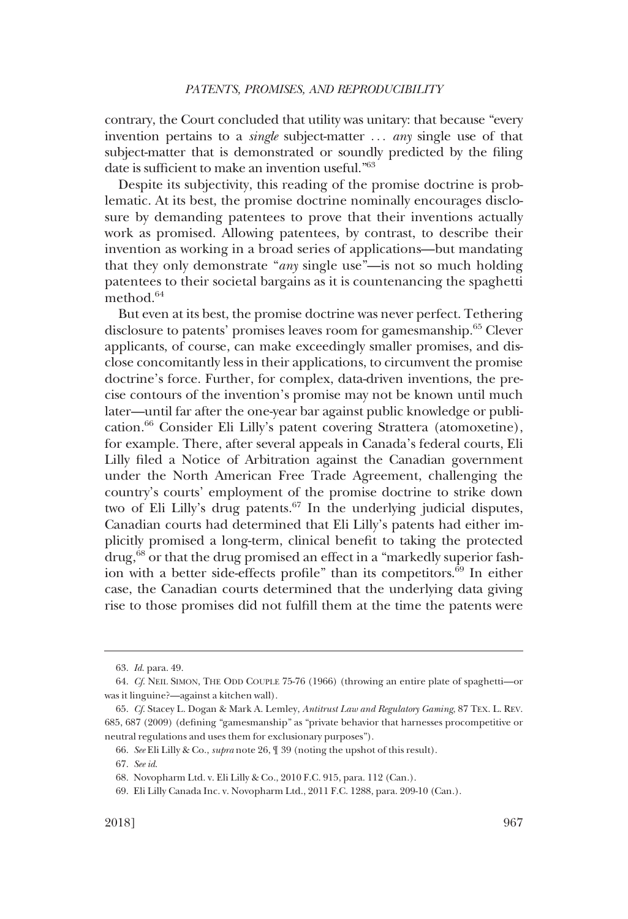contrary, the Court concluded that utility was unitary: that because "every invention pertains to a *single* subject-matter . . . *any* single use of that subject-matter that is demonstrated or soundly predicted by the filing date is sufficient to make an invention useful."[63]

Despite its subjectivity, this reading of the promise doctrine is problematic. At its best, the promise doctrine nominally encourages disclosure by demanding patentees to prove that their inventions actually work as promised. Allowing patentees, by contrast, to describe their invention as working in a broad series of applications—but mandating that they only demonstrate "*any* single use"—is not so much holding patentees to their societal bargains as it is countenancing the spaghetti method.[64]

But even at its best, the promise doctrine was never perfect. Tethering disclosure to patents' promises leaves room for gamesmanship.[65] Clever applicants, of course, can make exceedingly smaller promises, and disclose concomitantly less in their applications, to circumvent the promise doctrine's force. Further, for complex, data-driven inventions, the precise contours of the invention's promise may not be known until much later—until far after the one-year bar against public knowledge or publication.[66] Consider Eli Lilly's patent covering Strattera (atomoxetine), for example. There, after several appeals in Canada's federal courts, Eli Lilly filed a Notice of Arbitration against the Canadian government under the North American Free Trade Agreement, challenging the country's courts' employment of the promise doctrine to strike down two of Eli Lilly's drug patents.[67] In the underlying judicial disputes, Canadian courts had determined that Eli Lilly's patents had either implicitly promised a long-term, clinical benefit to taking the protected drug,[68] or that the drug promised an effect in a "markedly superior fashion with a better side-effects profile" than its competitors.[69] In either case, the Canadian courts determined that the underlying data giving rise to those promises did not fulfill them at the time the patents were

---

63. *Id.* para. 49.

64. *Cf.* NEIL SIMON, THE ODD COUPLE 75-76 (1966) (throwing an entire plate of spaghetti—or was it linguine?—against a kitchen wall).

65. *Cf.* Stacey L. Dogan & Mark A. Lemley, *Antitrust Law and Regulatory Gaming*, 87 TEX. L. REV. 685, 687 (2009) (defining "gamesmanship" as "private behavior that harnesses procompetitive or neutral regulations and uses them for exclusionary purposes").

66. *See* Eli Lilly & Co., *supra* note 26, ¶ 39 (noting the upshot of this result).

67. *See id.*

68. Novopharm Ltd. v. Eli Lilly & Co., 2010 F.C. 915, para. 112 (Can.).

69. Eli Lilly Canada Inc. v. Novopharm Ltd., 2011 F.C. 1288, para. 209-10 (Can.).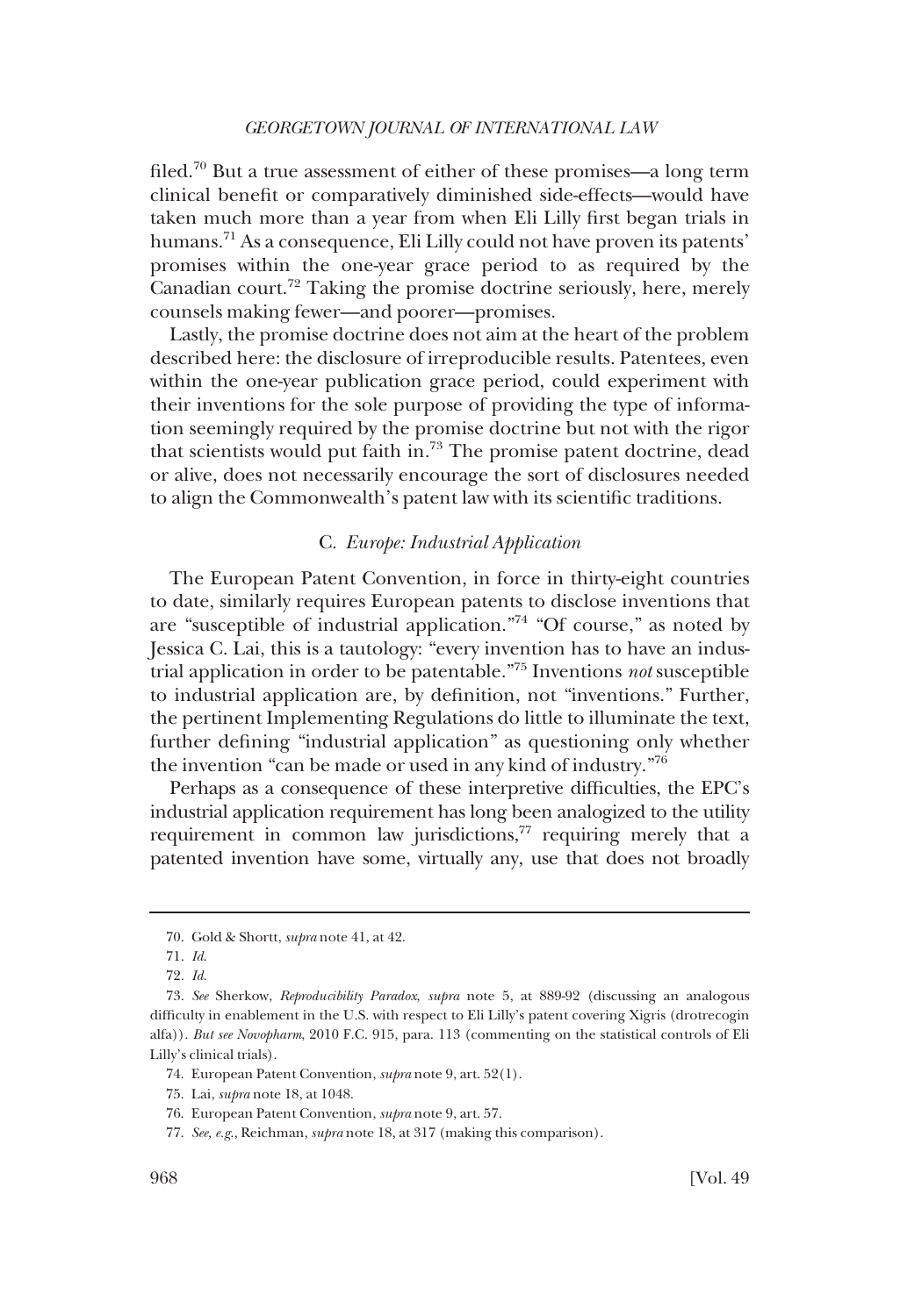filed.[70] But a true assessment of either of these promises—a long term clinical benefit or comparatively diminished side-effects—would have taken much more than a year from when Eli Lilly first began trials in humans.[71] As a consequence, Eli Lilly could not have proven its patents' promises within the one-year grace period to as required by the Canadian court.[72] Taking the promise doctrine seriously, here, merely counsels making fewer—and poorer—promises.

Lastly, the promise doctrine does not aim at the heart of the problem described here: the disclosure of irreproducible results. Patentees, even within the one-year publication grace period, could experiment with their inventions for the sole purpose of providing the type of information seemingly required by the promise doctrine but not with the rigor that scientists would put faith in.[73] The promise patent doctrine, dead or alive, does not necessarily encourage the sort of disclosures needed to align the Commonwealth's patent law with its scientific traditions.

### C. *Europe: Industrial Application*

The European Patent Convention, in force in thirty-eight countries to date, similarly requires European patents to disclose inventions that are "susceptible of industrial application."[74] "Of course," as noted by Jessica C. Lai, this is a tautology: "every invention has to have an industrial application in order to be patentable."[75] Inventions *not* susceptible to industrial application are, by definition, not "inventions." Further, the pertinent Implementing Regulations do little to illuminate the text, further defining "industrial application" as questioning only whether the invention "can be made or used in any kind of industry."[76]

Perhaps as a consequence of these interpretive difficulties, the EPC's industrial application requirement has long been analogized to the utility requirement in common law jurisdictions,[77] requiring merely that a patented invention have some, virtually any, use that does not broadly

---

70. Gold & Shortt, *supra* note 41, at 42.

71. *Id.*

72. *Id.*

73. *See* Sherkow, *Reproducibility Paradox*, *supra* note 5, at 889-92 (discussing an analogous difficulty in enablement in the U.S. with respect to Eli Lilly's patent covering Xigris (drotrecogin alfa)). *But see Novopharm*, 2010 F.C. 915, para. 113 (commenting on the statistical controls of Eli Lilly's clinical trials).

74. European Patent Convention, *supra* note 9, art. 52(1).

75. Lai, *supra* note 18, at 1048.

76. European Patent Convention, *supra* note 9, art. 57.

77. *See, e.g.*, Reichman, *supra* note 18, at 317 (making this comparison).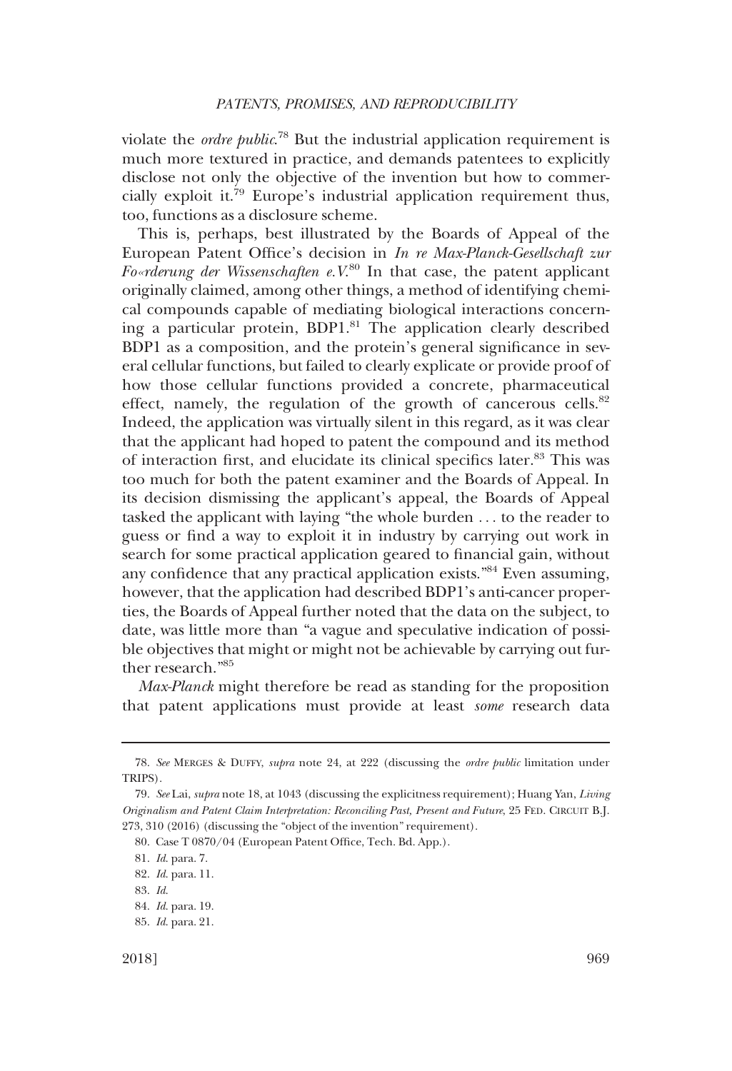violate the *ordre public*.[78] But the industrial application requirement is much more textured in practice, and demands patentees to explicitly disclose not only the objective of the invention but how to commercially exploit it.[79] Europe's industrial application requirement thus, too, functions as a disclosure scheme.

This is, perhaps, best illustrated by the Boards of Appeal of the European Patent Office's decision in *In re Max-Planck-Gesellschaft zur Fo«rderung der Wissenschaften e.V.*[80] In that case, the patent applicant originally claimed, among other things, a method of identifying chemical compounds capable of mediating biological interactions concerning a particular protein, BDP1.[81] The application clearly described BDP1 as a composition, and the protein's general significance in several cellular functions, but failed to clearly explicate or provide proof of how those cellular functions provided a concrete, pharmaceutical effect, namely, the regulation of the growth of cancerous cells.[82] Indeed, the application was virtually silent in this regard, as it was clear that the applicant had hoped to patent the compound and its method of interaction first, and elucidate its clinical specifics later.[83] This was too much for both the patent examiner and the Boards of Appeal. In its decision dismissing the applicant's appeal, the Boards of Appeal tasked the applicant with laying "the whole burden . . . to the reader to guess or find a way to exploit it in industry by carrying out work in search for some practical application geared to financial gain, without any confidence that any practical application exists."[84] Even assuming, however, that the application had described BDP1's anti-cancer properties, the Boards of Appeal further noted that the data on the subject, to date, was little more than "a vague and speculative indication of possible objectives that might or might not be achievable by carrying out further research."[85]

*Max-Planck* might therefore be read as standing for the proposition that patent applications must provide at least *some* research data

---

78. *See* MERGES & DUFFY, *supra* note 24, at 222 (discussing the *ordre public* limitation under TRIPS).

79. *See* Lai, *supra* note 18, at 1043 (discussing the explicitness requirement); Huang Yan, *Living Originalism and Patent Claim Interpretation: Reconciling Past, Present and Future*, 25 FED. CIRCUIT B.J. 273, 310 (2016) (discussing the "object of the invention" requirement).

80. Case T 0870/04 (European Patent Office, Tech. Bd. App.).

81. *Id.* para. 7.

82. *Id.* para. 11.

83. *Id.*

84. *Id.* para. 19.

85. *Id.* para. 21.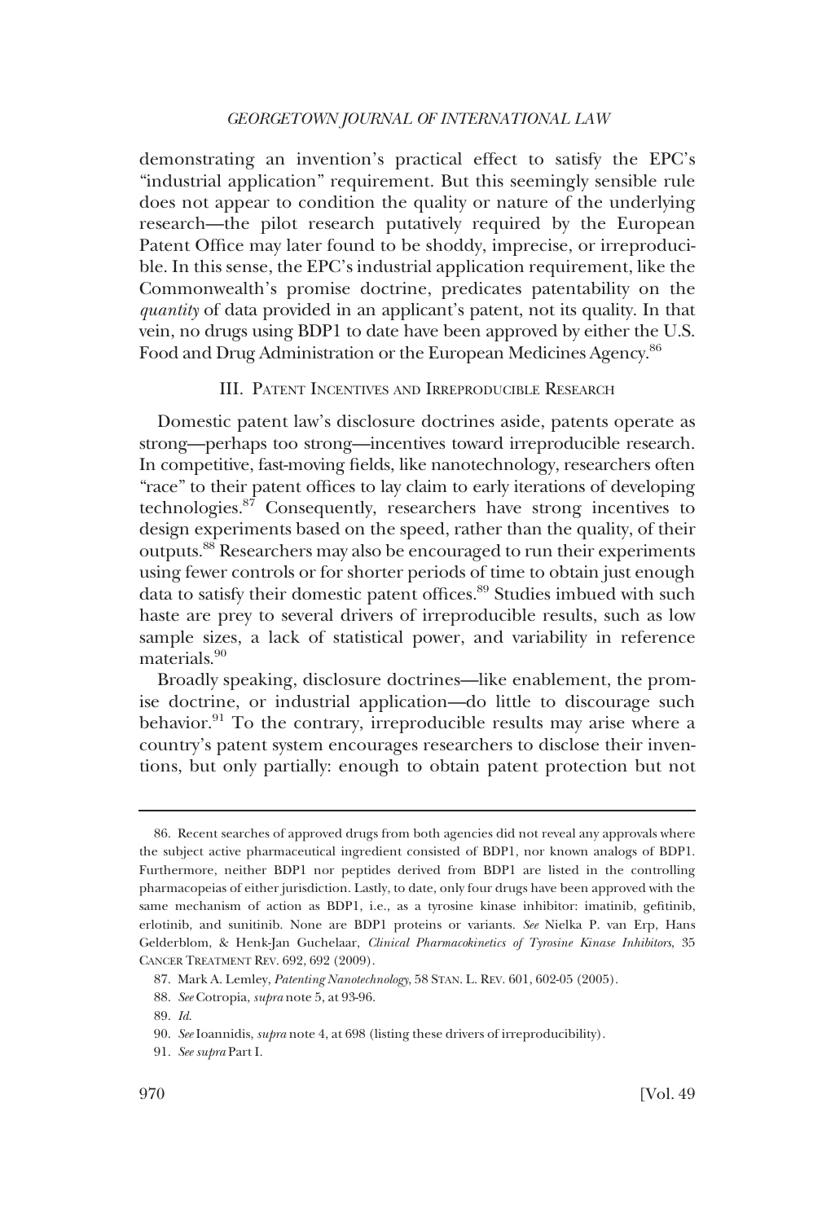demonstrating an invention's practical effect to satisfy the EPC's "industrial application" requirement. But this seemingly sensible rule does not appear to condition the quality or nature of the underlying research—the pilot research putatively required by the European Patent Office may later found to be shoddy, imprecise, or irreproducible. In this sense, the EPC's industrial application requirement, like the Commonwealth's promise doctrine, predicates patentability on the *quantity* of data provided in an applicant's patent, not its quality. In that vein, no drugs using BDP1 to date have been approved by either the U.S. Food and Drug Administration or the European Medicines Agency.[86]

## III. Patent Incentives and Irreproducible Research

Domestic patent law's disclosure doctrines aside, patents operate as strong—perhaps too strong—incentives toward irreproducible research. In competitive, fast-moving fields, like nanotechnology, researchers often "race" to their patent offices to lay claim to early iterations of developing technologies.[87] Consequently, researchers have strong incentives to design experiments based on the speed, rather than the quality, of their outputs.[88] Researchers may also be encouraged to run their experiments using fewer controls or for shorter periods of time to obtain just enough data to satisfy their domestic patent offices.[89] Studies imbued with such haste are prey to several drivers of irreproducible results, such as low sample sizes, a lack of statistical power, and variability in reference materials.[90]

Broadly speaking, disclosure doctrines—like enablement, the promise doctrine, or industrial application—do little to discourage such behavior.[91] To the contrary, irreproducible results may arise where a country's patent system encourages researchers to disclose their inventions, but only partially: enough to obtain patent protection but not

---

86. Recent searches of approved drugs from both agencies did not reveal any approvals where the subject active pharmaceutical ingredient consisted of BDP1, nor known analogs of BDP1. Furthermore, neither BDP1 nor peptides derived from BDP1 are listed in the controlling pharmacopeias of either jurisdiction. Lastly, to date, only four drugs have been approved with the same mechanism of action as BDP1, i.e., as a tyrosine kinase inhibitor: imatinib, gefitinib, erlotinib, and sunitinib. None are BDP1 proteins or variants. *See* Nielka P. van Erp, Hans Gelderblom, & Henk-Jan Guchelaar, *Clinical Pharmacokinetics of Tyrosine Kinase Inhibitors*, 35 Cancer Treatment Rev. 692, 692 (2009).

87. Mark A. Lemley, *Patenting Nanotechnology*, 58 Stan. L. Rev. 601, 602-05 (2005).

88. *See* Cotropia, *supra* note 5, at 93-96.

89. *Id.*

90. *See* Ioannidis, *supra* note 4, at 698 (listing these drivers of irreproducibility).

91. *See supra* Part I.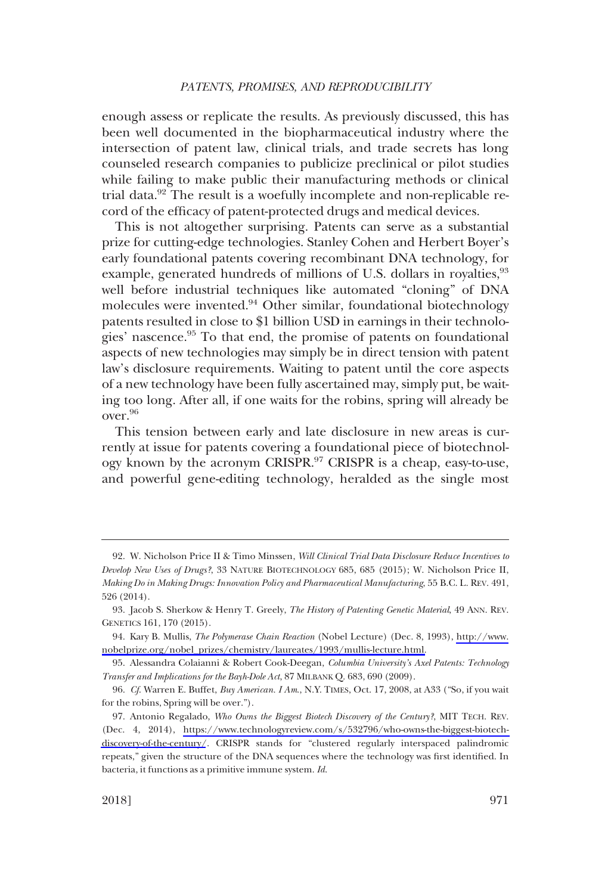enough assess or replicate the results. As previously discussed, this has been well documented in the biopharmaceutical industry where the intersection of patent law, clinical trials, and trade secrets has long counseled research companies to publicize preclinical or pilot studies while failing to make public their manufacturing methods or clinical trial data.[92] The result is a woefully incomplete and non-replicable record of the efficacy of patent-protected drugs and medical devices.

This is not altogether surprising. Patents can serve as a substantial prize for cutting-edge technologies. Stanley Cohen and Herbert Boyer's early foundational patents covering recombinant DNA technology, for example, generated hundreds of millions of U.S. dollars in royalties,[93] well before industrial techniques like automated "cloning" of DNA molecules were invented.[94] Other similar, foundational biotechnology patents resulted in close to $1 billion USD in earnings in their technologies' nascence.[95] To that end, the promise of patents on foundational aspects of new technologies may simply be in direct tension with patent law's disclosure requirements. Waiting to patent until the core aspects of a new technology have been fully ascertained may, simply put, be waiting too long. After all, if one waits for the robins, spring will already be over.[96]

This tension between early and late disclosure in new areas is currently at issue for patents covering a foundational piece of biotechnology known by the acronym CRISPR.[97] CRISPR is a cheap, easy-to-use, and powerful gene-editing technology, heralded as the single most

---

92. W. Nicholson Price II & Timo Minssen, *Will Clinical Trial Data Disclosure Reduce Incentives to Develop New Uses of Drugs?*, 33 NATURE BIOTECHNOLOGY 685, 685 (2015); W. Nicholson Price II, *Making Do in Making Drugs: Innovation Policy and Pharmaceutical Manufacturing*, 55 B.C. L. REV. 491, 526 (2014).

93. Jacob S. Sherkow & Henry T. Greely, *The History of Patenting Genetic Material*, 49 ANN. REV. GENETICS 161, 170 (2015).

94. Kary B. Mullis, *The Polymerase Chain Reaction* (Nobel Lecture) (Dec. 8, 1993), http://www.nobelprize.org/nobel_prizes/chemistry/laureates/1993/mullis-lecture.html.

95. Alessandra Colaianni & Robert Cook-Deegan, *Columbia University's Axel Patents: Technology Transfer and Implications for the Bayh-Dole Act*, 87 MILBANK Q. 683, 690 (2009).

96. *Cf.* Warren E. Buffet, *Buy American. I Am.*, N.Y. TIMES, Oct. 17, 2008, at A33 ("So, if you wait for the robins, Spring will be over.").

97. Antonio Regalado, *Who Owns the Biggest Biotech Discovery of the Century?*, MIT TECH. REV. (Dec. 4, 2014), https://www.technologyreview.com/s/532796/who-owns-the-biggest-biotech-discovery-of-the-century/. CRISPR stands for "clustered regularly interspaced palindromic repeats," given the structure of the DNA sequences where the technology was first identified. In bacteria, it functions as a primitive immune system. *Id.*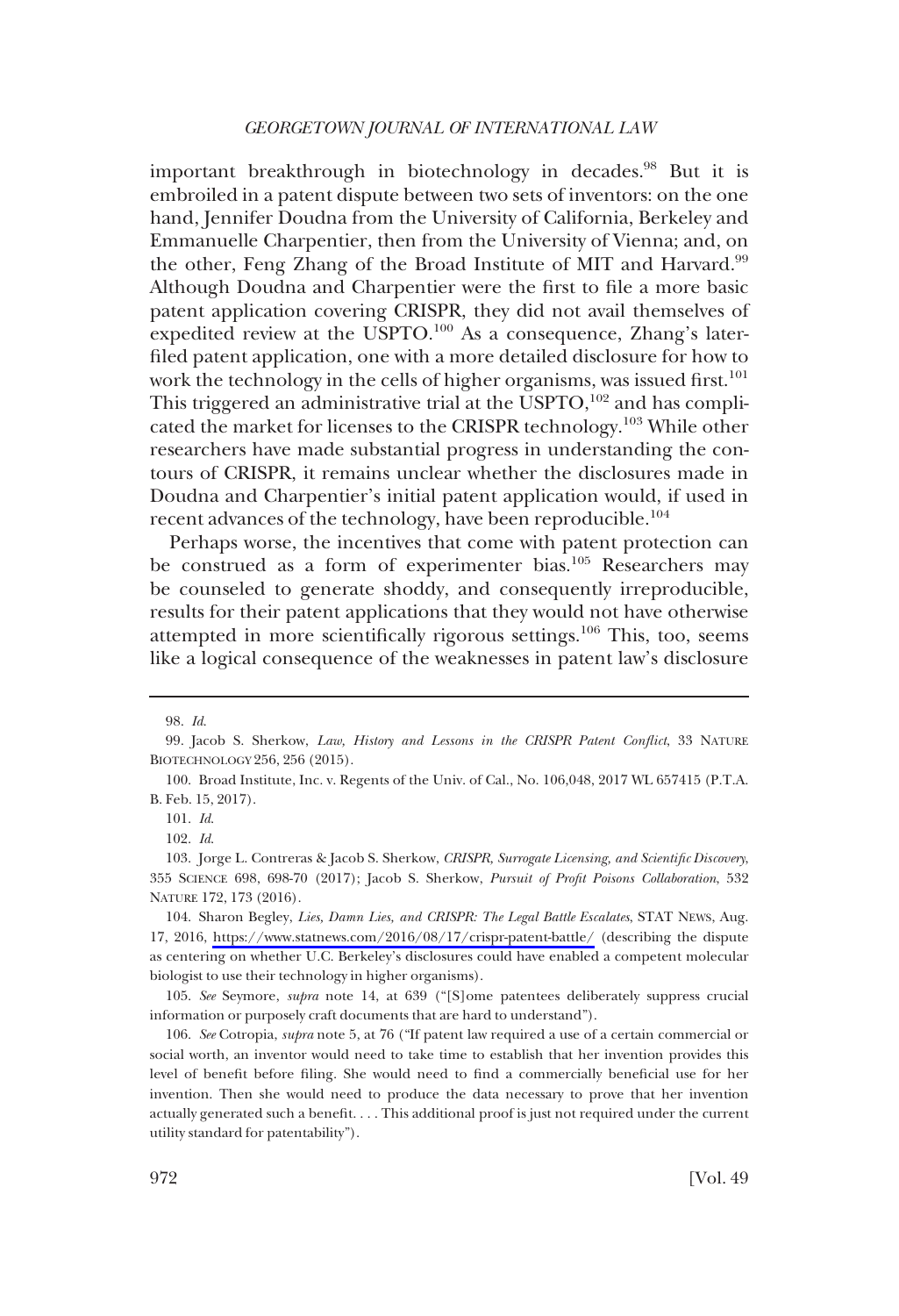important breakthrough in biotechnology in decades.[98] But it is embroiled in a patent dispute between two sets of inventors: on the one hand, Jennifer Doudna from the University of California, Berkeley and Emmanuelle Charpentier, then from the University of Vienna; and, on the other, Feng Zhang of the Broad Institute of MIT and Harvard.[99] Although Doudna and Charpentier were the first to file a more basic patent application covering CRISPR, they did not avail themselves of expedited review at the USPTO.[100] As a consequence, Zhang's later-filed patent application, one with a more detailed disclosure for how to work the technology in the cells of higher organisms, was issued first.[101] This triggered an administrative trial at the USPTO,[102] and has complicated the market for licenses to the CRISPR technology.[103] While other researchers have made substantial progress in understanding the contours of CRISPR, it remains unclear whether the disclosures made in Doudna and Charpentier's initial patent application would, if used in recent advances of the technology, have been reproducible.[104]

Perhaps worse, the incentives that come with patent protection can be construed as a form of experimenter bias.[105] Researchers may be counseled to generate shoddy, and consequently irreproducible, results for their patent applications that they would not have otherwise attempted in more scientifically rigorous settings.[106] This, too, seems like a logical consequence of the weaknesses in patent law's disclosure

---

98. *Id.*

99. Jacob S. Sherkow, *Law, History and Lessons in the CRISPR Patent Conflict*, 33 NATURE BIOTECHNOLOGY 256, 256 (2015).

100. Broad Institute, Inc. v. Regents of the Univ. of Cal., No. 106,048, 2017 WL 657415 (P.T.A.B. Feb. 15, 2017).

101. *Id.*

102. *Id.*

103. Jorge L. Contreras & Jacob S. Sherkow, *CRISPR, Surrogate Licensing, and Scientific Discovery*, 355 SCIENCE 698, 698-70 (2017); Jacob S. Sherkow, *Pursuit of Profit Poisons Collaboration*, 532 NATURE 172, 173 (2016).

104. Sharon Begley, *Lies, Damn Lies, and CRISPR: The Legal Battle Escalates*, STAT NEWS, Aug. 17, 2016, https://www.statnews.com/2016/08/17/crispr-patent-battle/ (describing the dispute as centering on whether U.C. Berkeley's disclosures could have enabled a competent molecular biologist to use their technology in higher organisms).

105. *See* Seymore, *supra* note 14, at 639 ("[S]ome patentees deliberately suppress crucial information or purposely craft documents that are hard to understand").

106. *See* Cotropia, *supra* note 5, at 76 ("If patent law required a use of a certain commercial or social worth, an inventor would need to take time to establish that her invention provides this level of benefit before filing. She would need to find a commercially beneficial use for her invention. Then she would need to produce the data necessary to prove that her invention actually generated such a benefit. . . . This additional proof is just not required under the current utility standard for patentability").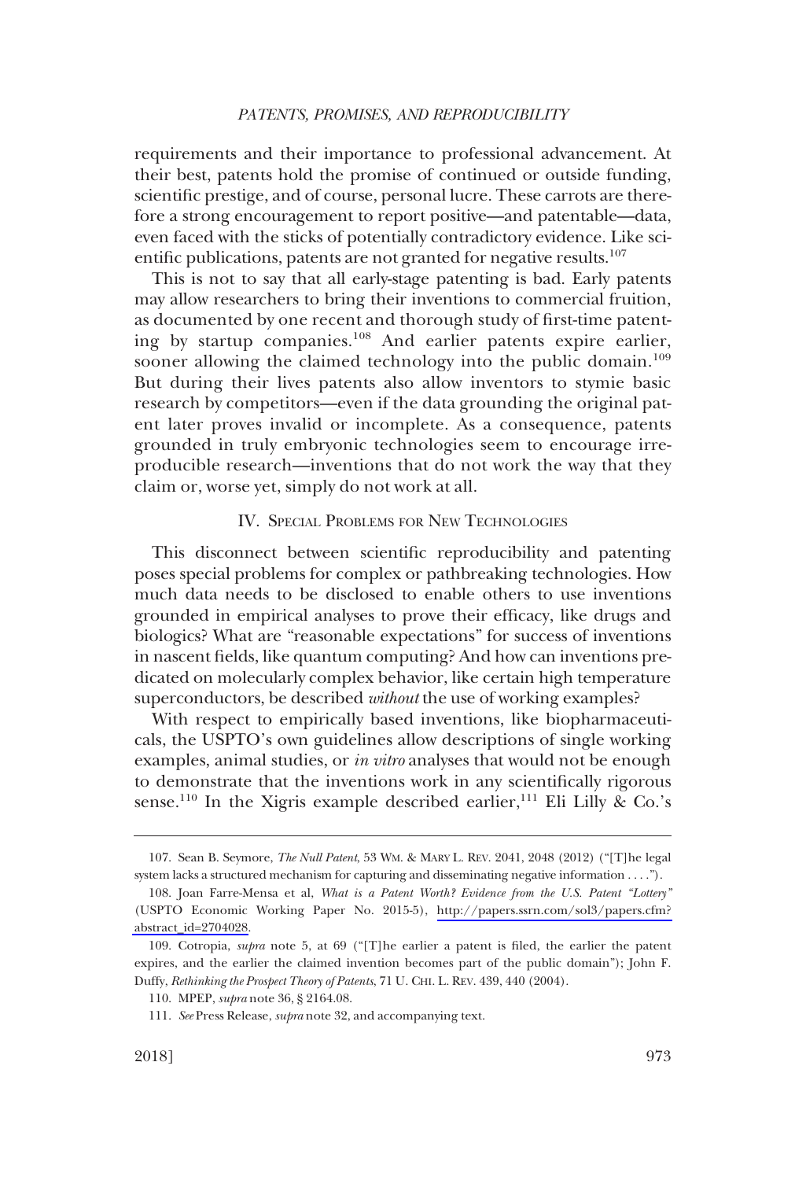requirements and their importance to professional advancement. At their best, patents hold the promise of continued or outside funding, scientific prestige, and of course, personal lucre. These carrots are therefore a strong encouragement to report positive—and patentable—data, even faced with the sticks of potentially contradictory evidence. Like scientific publications, patents are not granted for negative results.[107]

This is not to say that all early-stage patenting is bad. Early patents may allow researchers to bring their inventions to commercial fruition, as documented by one recent and thorough study of first-time patenting by startup companies.[108] And earlier patents expire earlier, sooner allowing the claimed technology into the public domain.[109] But during their lives patents also allow inventors to stymie basic research by competitors—even if the data grounding the original patent later proves invalid or incomplete. As a consequence, patents grounded in truly embryonic technologies seem to encourage irreproducible research—inventions that do not work the way that they claim or, worse yet, simply do not work at all.

## IV. Special Problems for New Technologies

This disconnect between scientific reproducibility and patenting poses special problems for complex or pathbreaking technologies. How much data needs to be disclosed to enable others to use inventions grounded in empirical analyses to prove their efficacy, like drugs and biologics? What are "reasonable expectations" for success of inventions in nascent fields, like quantum computing? And how can inventions predicated on molecularly complex behavior, like certain high temperature superconductors, be described *without* the use of working examples?

With respect to empirically based inventions, like biopharmaceuticals, the USPTO's own guidelines allow descriptions of single working examples, animal studies, or *in vitro* analyses that would not be enough to demonstrate that the inventions work in any scientifically rigorous sense.[110] In the Xigris example described earlier,[111] Eli Lilly & Co.'s

---

107. Sean B. Seymore, *The Null Patent*, 53 Wm. & Mary L. Rev. 2041, 2048 (2012) ("[T]he legal system lacks a structured mechanism for capturing and disseminating negative information . . . .").

108. Joan Farre-Mensa et al, *What is a Patent Worth? Evidence from the U.S. Patent "Lottery"* (USPTO Economic Working Paper No. 2015-5), http://papers.ssrn.com/sol3/papers.cfm?abstract_id=2704028.

109. Cotropia, *supra* note 5, at 69 ("[T]he earlier a patent is filed, the earlier the patent expires, and the earlier the claimed invention becomes part of the public domain"); John F. Duffy, *Rethinking the Prospect Theory of Patents*, 71 U. Chi. L. Rev. 439, 440 (2004).

110. MPEP, *supra* note 36, § 2164.08.

111. *See* Press Release, *supra* note 32, and accompanying text.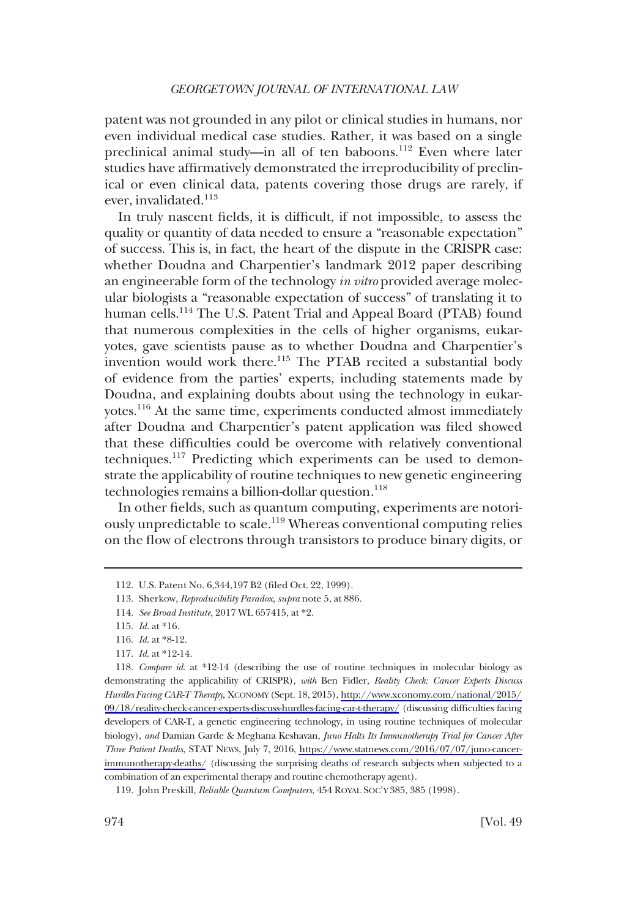patent was not grounded in any pilot or clinical studies in humans, nor even individual medical case studies. Rather, it was based on a single preclinical animal study—in all of ten baboons.[112] Even where later studies have affirmatively demonstrated the irreproducibility of preclinical or even clinical data, patents covering those drugs are rarely, if ever, invalidated.[113]

In truly nascent fields, it is difficult, if not impossible, to assess the quality or quantity of data needed to ensure a "reasonable expectation" of success. This is, in fact, the heart of the dispute in the CRISPR case: whether Doudna and Charpentier's landmark 2012 paper describing an engineerable form of the technology *in vitro* provided average molecular biologists a "reasonable expectation of success" of translating it to human cells.[114] The U.S. Patent Trial and Appeal Board (PTAB) found that numerous complexities in the cells of higher organisms, eukaryotes, gave scientists pause as to whether Doudna and Charpentier's invention would work there.[115] The PTAB recited a substantial body of evidence from the parties' experts, including statements made by Doudna, and explaining doubts about using the technology in eukaryotes.[116] At the same time, experiments conducted almost immediately after Doudna and Charpentier's patent application was filed showed that these difficulties could be overcome with relatively conventional techniques.[117] Predicting which experiments can be used to demonstrate the applicability of routine techniques to new genetic engineering technologies remains a billion-dollar question.[118]

In other fields, such as quantum computing, experiments are notoriously unpredictable to scale.[119] Whereas conventional computing relies on the flow of electrons through transistors to produce binary digits, or

---

112. U.S. Patent No. 6,344,197 B2 (filed Oct. 22, 1999).

113. Sherkow, *Reproducibility Paradox*, *supra* note 5, at 886.

114. *See Broad Institute*, 2017 WL 657415, at *2.

115. *Id.* at *16.

116. *Id.* at *8-12.

117. *Id.* at *12-14.

118. *Compare id.* at *12-14 (describing the use of routine techniques in molecular biology as demonstrating the applicability of CRISPR), *with* Ben Fidler, *Reality Check: Cancer Experts Discuss Hurdles Facing CAR-T Therapy*, XCONOMY (Sept. 18, 2015), http://www.xconomy.com/national/2015/09/18/reality-check-cancer-experts-discuss-hurdles-facing-car-t-therapy/ (discussing difficulties facing developers of CAR-T, a genetic engineering technology, in using routine techniques of molecular biology), *and* Damian Garde & Meghana Keshavan, *Juno Halts Its Immunotherapy Trial for Cancer After Three Patient Deaths*, STAT NEWS, July 7, 2016, https://www.statnews.com/2016/07/07/juno-cancer-immunotherapy-deaths/ (discussing the surprising deaths of research subjects when subjected to a combination of an experimental therapy and routine chemotherapy agent).

119. John Preskill, *Reliable Quantum Computers*, 454 ROYAL SOC'Y 385, 385 (1998).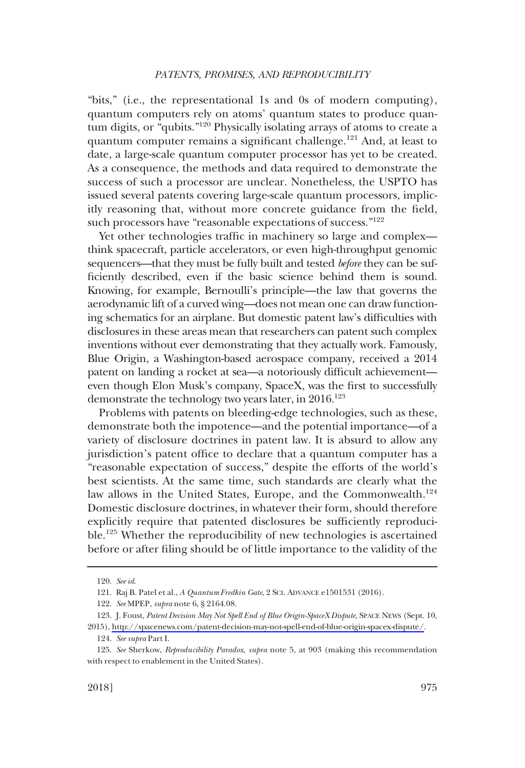"bits," (i.e., the representational 1s and 0s of modern computing), quantum computers rely on atoms' quantum states to produce quantum digits, or "qubits."[120] Physically isolating arrays of atoms to create a quantum computer remains a significant challenge.[121] And, at least to date, a large-scale quantum computer processor has yet to be created. As a consequence, the methods and data required to demonstrate the success of such a processor are unclear. Nonetheless, the USPTO has issued several patents covering large-scale quantum processors, implicitly reasoning that, without more concrete guidance from the field, such processors have "reasonable expectations of success."[122]

Yet other technologies traffic in machinery so large and complex—think spacecraft, particle accelerators, or even high-throughput genomic sequencers—that they must be fully built and tested *before* they can be sufficiently described, even if the basic science behind them is sound. Knowing, for example, Bernoulli's principle—the law that governs the aerodynamic lift of a curved wing—does not mean one can draw functioning schematics for an airplane. But domestic patent law's difficulties with disclosures in these areas mean that researchers can patent such complex inventions without ever demonstrating that they actually work. Famously, Blue Origin, a Washington-based aerospace company, received a 2014 patent on landing a rocket at sea—a notoriously difficult achievement—even though Elon Musk's company, SpaceX, was the first to successfully demonstrate the technology two years later, in 2016.[123]

Problems with patents on bleeding-edge technologies, such as these, demonstrate both the impotence—and the potential importance—of a variety of disclosure doctrines in patent law. It is absurd to allow any jurisdiction's patent office to declare that a quantum computer has a "reasonable expectation of success," despite the efforts of the world's best scientists. At the same time, such standards are clearly what the law allows in the United States, Europe, and the Commonwealth.[124] Domestic disclosure doctrines, in whatever their form, should therefore explicitly require that patented disclosures be sufficiently reproducible.[125] Whether the reproducibility of new technologies is ascertained before or after filing should be of little importance to the validity of the

---

120. *See id.*

121. Raj B. Patel et al., *A Quantum Fredkin Gate*, 2 SCI. ADVANCE e1501531 (2016).

122. *See* MPEP, *supra* note 6, § 2164.08.

123. J. Foust, *Patent Decision May Not Spell End of Blue Origin-SpaceX Dispute*, SPACE NEWS (Sept. 10, 2015), http://spacenews.com/patent-decision-may-not-spell-end-of-blue-origin-spacex-dispute/.

124. *See supra* Part I.

125. *See* Sherkow, *Reproducibility Paradox*, *supra* note 5, at 903 (making this recommendation with respect to enablement in the United States).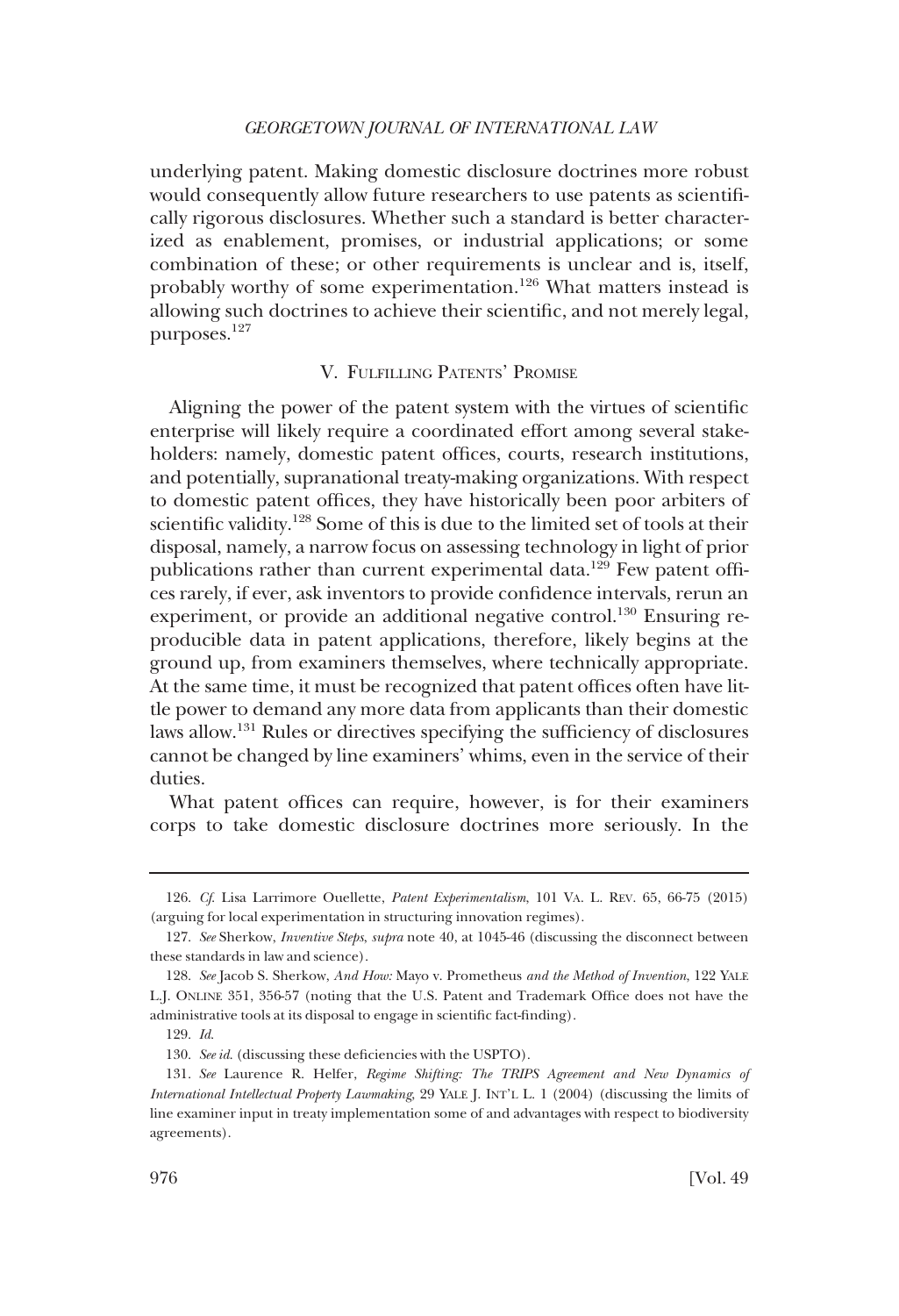underlying patent. Making domestic disclosure doctrines more robust would consequently allow future researchers to use patents as scientifically rigorous disclosures. Whether such a standard is better characterized as enablement, promises, or industrial applications; or some combination of these; or other requirements is unclear and is, itself, probably worthy of some experimentation.[126] What matters instead is allowing such doctrines to achieve their scientific, and not merely legal, purposes.[127]

## V. Fulfilling Patents' Promise

Aligning the power of the patent system with the virtues of scientific enterprise will likely require a coordinated effort among several stakeholders: namely, domestic patent offices, courts, research institutions, and potentially, supranational treaty-making organizations. With respect to domestic patent offices, they have historically been poor arbiters of scientific validity.[128] Some of this is due to the limited set of tools at their disposal, namely, a narrow focus on assessing technology in light of prior publications rather than current experimental data.[129] Few patent offices rarely, if ever, ask inventors to provide confidence intervals, rerun an experiment, or provide an additional negative control.[130] Ensuring reproducible data in patent applications, therefore, likely begins at the ground up, from examiners themselves, where technically appropriate. At the same time, it must be recognized that patent offices often have little power to demand any more data from applicants than their domestic laws allow.[131] Rules or directives specifying the sufficiency of disclosures cannot be changed by line examiners' whims, even in the service of their duties.

What patent offices can require, however, is for their examiners corps to take domestic disclosure doctrines more seriously. In the

---

126. *Cf.* Lisa Larrimore Ouellette, *Patent Experimentalism*, 101 Va. L. Rev. 65, 66-75 (2015) (arguing for local experimentation in structuring innovation regimes).

127. *See* Sherkow, *Inventive Steps*, *supra* note 40, at 1045-46 (discussing the disconnect between these standards in law and science).

128. *See* Jacob S. Sherkow, *And How:* Mayo v. Prometheus *and the Method of Invention*, 122 Yale L.J. Online 351, 356-57 (noting that the U.S. Patent and Trademark Office does not have the administrative tools at its disposal to engage in scientific fact-finding).

129. *Id.*

130. *See id.* (discussing these deficiencies with the USPTO).

131. *See* Laurence R. Helfer, *Regime Shifting: The TRIPS Agreement and New Dynamics of International Intellectual Property Lawmaking*, 29 Yale J. Int'l L. 1 (2004) (discussing the limits of line examiner input in treaty implementation some of and advantages with respect to biodiversity agreements).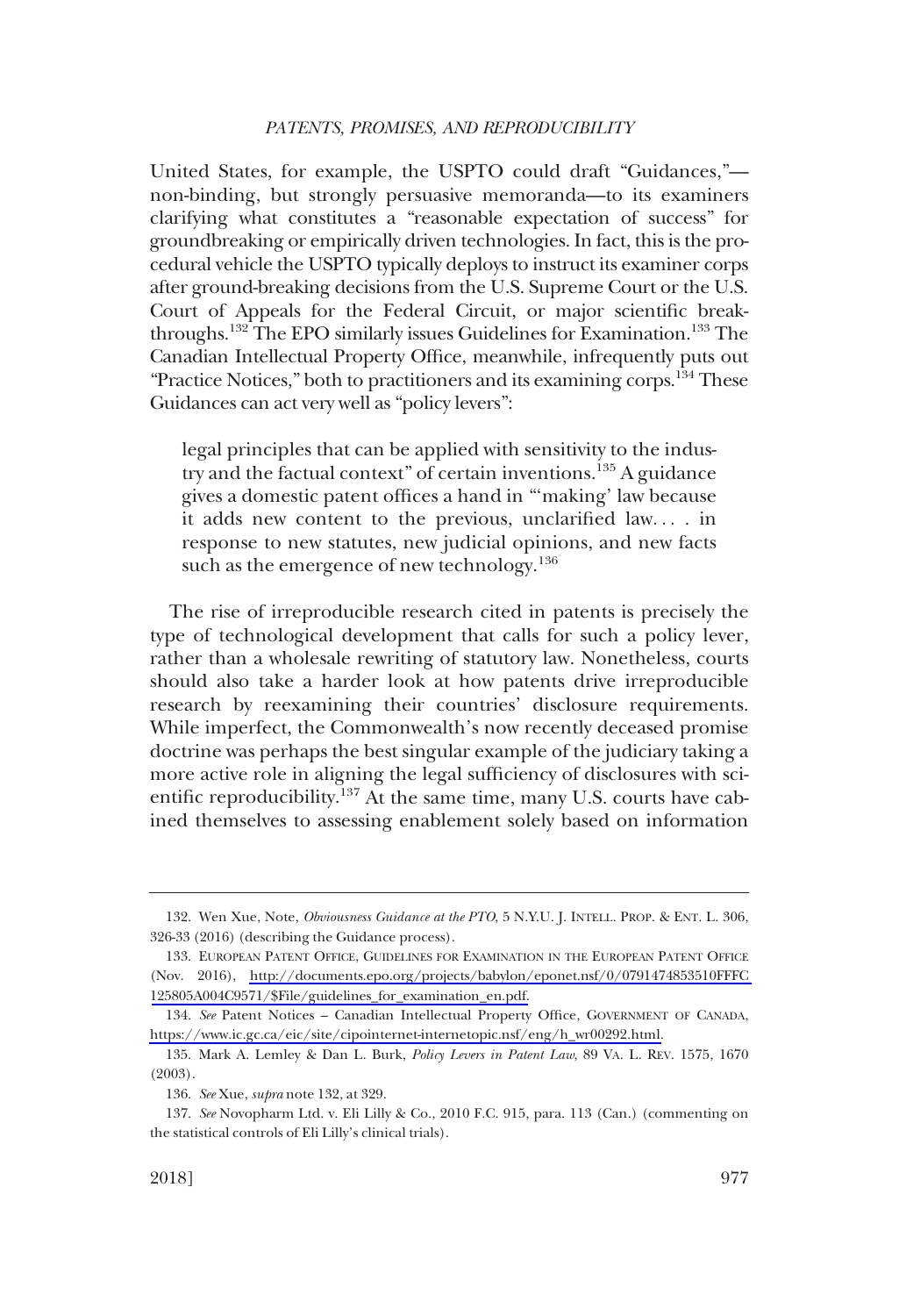United States, for example, the USPTO could draft "Guidances,"—non-binding, but strongly persuasive memoranda—to its examiners clarifying what constitutes a "reasonable expectation of success" for groundbreaking or empirically driven technologies. In fact, this is the procedural vehicle the USPTO typically deploys to instruct its examiner corps after ground-breaking decisions from the U.S. Supreme Court or the U.S. Court of Appeals for the Federal Circuit, or major scientific breakthroughs.[132] The EPO similarly issues Guidelines for Examination.[133] The Canadian Intellectual Property Office, meanwhile, infrequently puts out "Practice Notices," both to practitioners and its examining corps.[134] These Guidances can act very well as "policy levers":

> legal principles that can be applied with sensitivity to the industry and the factual context" of certain inventions.[135] A guidance gives a domestic patent offices a hand in "'making' law because it adds new content to the previous, unclarified law. . . . in response to new statutes, new judicial opinions, and new facts such as the emergence of new technology.[136]

The rise of irreproducible research cited in patents is precisely the type of technological development that calls for such a policy lever, rather than a wholesale rewriting of statutory law. Nonetheless, courts should also take a harder look at how patents drive irreproducible research by reexamining their countries' disclosure requirements. While imperfect, the Commonwealth's now recently deceased promise doctrine was perhaps the best singular example of the judiciary taking a more active role in aligning the legal sufficiency of disclosures with scientific reproducibility.[137] At the same time, many U.S. courts have cabined themselves to assessing enablement solely based on information

---

132. Wen Xue, Note, *Obviousness Guidance at the PTO*, 5 N.Y.U. J. INTELL. PROP. & ENT. L. 306, 326-33 (2016) (describing the Guidance process).

133. EUROPEAN PATENT OFFICE, GUIDELINES FOR EXAMINATION IN THE EUROPEAN PATENT OFFICE (Nov. 2016), http://documents.epo.org/projects/babylon/eponet.nsf/0/0791474853510FFFC125805A004C9571/$File/guidelines_for_examination_en.pdf.

134. *See* Patent Notices – Canadian Intellectual Property Office, GOVERNMENT OF CANADA, https://www.ic.gc.ca/eic/site/cipointernet-internetopic.nsf/eng/h_wr00292.html.

135. Mark A. Lemley & Dan L. Burk, *Policy Levers in Patent Law*, 89 VA. L. REV. 1575, 1670 (2003).

136. *See* Xue, *supra* note 132, at 329.

137. *See* Novopharm Ltd. v. Eli Lilly & Co., 2010 F.C. 915, para. 113 (Can.) (commenting on the statistical controls of Eli Lilly's clinical trials).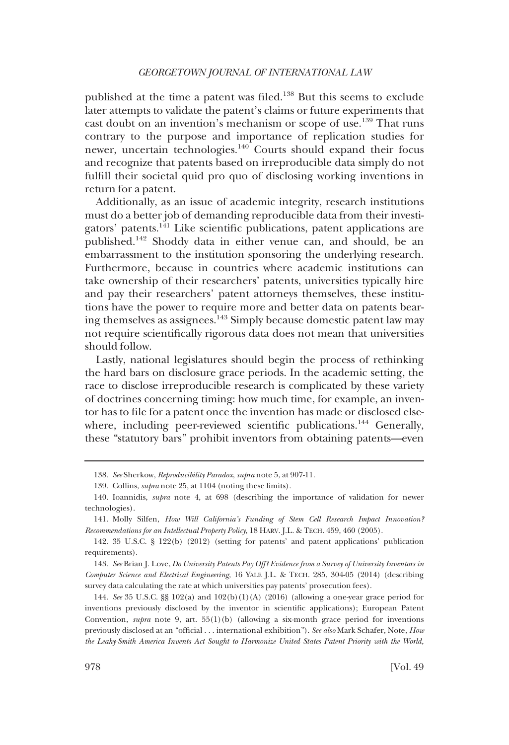published at the time a patent was filed.[138] But this seems to exclude later attempts to validate the patent's claims or future experiments that cast doubt on an invention's mechanism or scope of use.[139] That runs contrary to the purpose and importance of replication studies for newer, uncertain technologies.[140] Courts should expand their focus and recognize that patents based on irreproducible data simply do not fulfill their societal quid pro quo of disclosing working inventions in return for a patent.

Additionally, as an issue of academic integrity, research institutions must do a better job of demanding reproducible data from their investigators' patents.[141] Like scientific publications, patent applications are published.[142] Shoddy data in either venue can, and should, be an embarrassment to the institution sponsoring the underlying research. Furthermore, because in countries where academic institutions can take ownership of their researchers' patents, universities typically hire and pay their researchers' patent attorneys themselves, these institutions have the power to require more and better data on patents bearing themselves as assignees.[143] Simply because domestic patent law may not require scientifically rigorous data does not mean that universities should follow.

Lastly, national legislatures should begin the process of rethinking the hard bars on disclosure grace periods. In the academic setting, the race to disclose irreproducible research is complicated by these variety of doctrines concerning timing: how much time, for example, an inventor has to file for a patent once the invention has made or disclosed elsewhere, including peer-reviewed scientific publications.[144] Generally, these "statutory bars" prohibit inventors from obtaining patents—even

---

138. *See* Sherkow, *Reproducibility Paradox*, *supra* note 5, at 907-11.

139. Collins, *supra* note 25, at 1104 (noting these limits).

140. Ioannidis, *supra* note 4, at 698 (describing the importance of validation for newer technologies).

141. Molly Silfen, *How Will California's Funding of Stem Cell Research Impact Innovation? Recommendations for an Intellectual Property Policy*, 18 HARV. J.L. & TECH. 459, 460 (2005).

142. 35 U.S.C. § 122(b) (2012) (setting for patents' and patent applications' publication requirements).

143. *See* Brian J. Love, *Do University Patents Pay Off? Evidence from a Survey of University Inventors in Computer Science and Electrical Engineering*, 16 YALE J.L. & TECH. 285, 304-05 (2014) (describing survey data calculating the rate at which universities pay patents' prosecution fees).

144. *See* 35 U.S.C. §§ 102(a) and 102(b)(1)(A) (2016) (allowing a one-year grace period for inventions previously disclosed by the inventor in scientific applications); European Patent Convention, *supra* note 9, art. 55(1)(b) (allowing a six-month grace period for inventions previously disclosed at an "official . . . international exhibition"). *See also* Mark Schafer, Note, *How the Leahy-Smith America Invents Act Sought to Harmonize United States Patent Priority with the World,*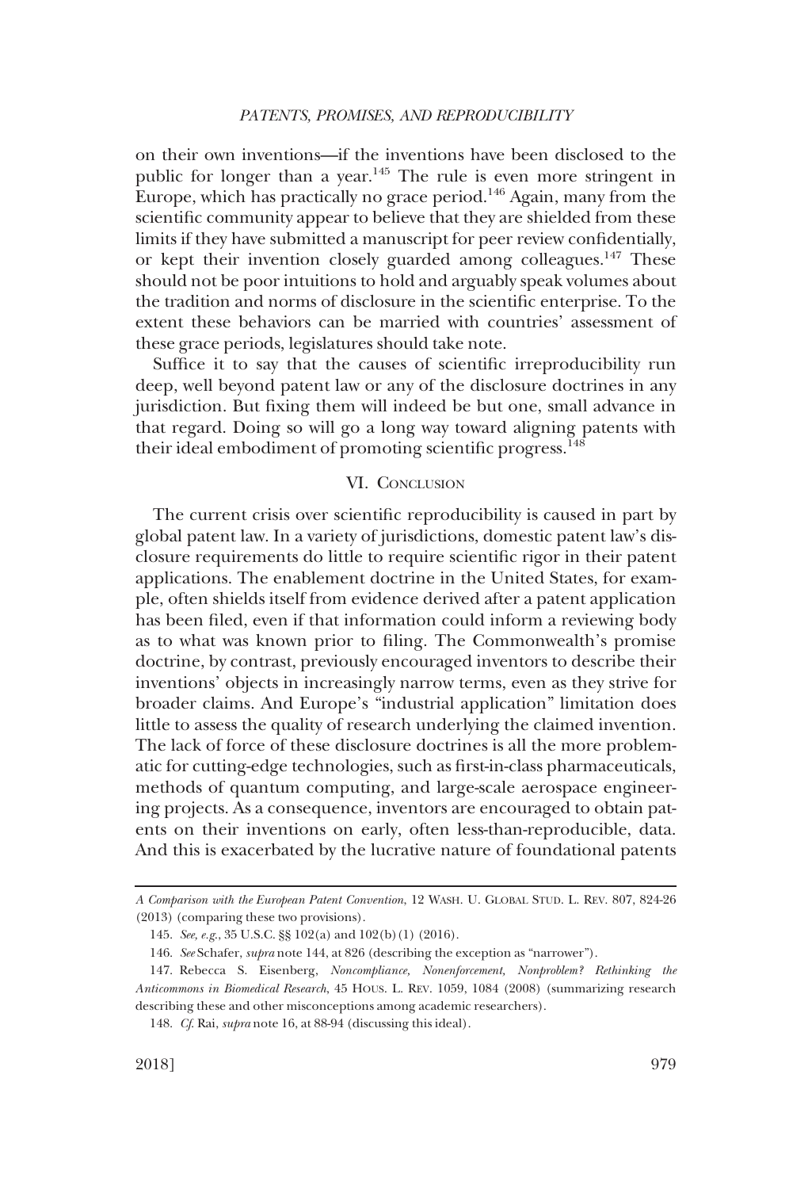on their own inventions—if the inventions have been disclosed to the public for longer than a year.[145] The rule is even more stringent in Europe, which has practically no grace period.[146] Again, many from the scientific community appear to believe that they are shielded from these limits if they have submitted a manuscript for peer review confidentially, or kept their invention closely guarded among colleagues.[147] These should not be poor intuitions to hold and arguably speak volumes about the tradition and norms of disclosure in the scientific enterprise. To the extent these behaviors can be married with countries' assessment of these grace periods, legislatures should take note.

Suffice it to say that the causes of scientific irreproducibility run deep, well beyond patent law or any of the disclosure doctrines in any jurisdiction. But fixing them will indeed be but one, small advance in that regard. Doing so will go a long way toward aligning patents with their ideal embodiment of promoting scientific progress.[148]

## VI. Conclusion

The current crisis over scientific reproducibility is caused in part by global patent law. In a variety of jurisdictions, domestic patent law's disclosure requirements do little to require scientific rigor in their patent applications. The enablement doctrine in the United States, for example, often shields itself from evidence derived after a patent application has been filed, even if that information could inform a reviewing body as to what was known prior to filing. The Commonwealth's promise doctrine, by contrast, previously encouraged inventors to describe their inventions' objects in increasingly narrow terms, even as they strive for broader claims. And Europe's "industrial application" limitation does little to assess the quality of research underlying the claimed invention. The lack of force of these disclosure doctrines is all the more problematic for cutting-edge technologies, such as first-in-class pharmaceuticals, methods of quantum computing, and large-scale aerospace engineering projects. As a consequence, inventors are encouraged to obtain patents on their inventions on early, often less-than-reproducible, data. And this is exacerbated by the lucrative nature of foundational patents

---

*A Comparison with the European Patent Convention*, 12 Wash. U. Global Stud. L. Rev. 807, 824-26 (2013) (comparing these two provisions).

145. *See, e.g.*, 35 U.S.C. §§ 102(a) and 102(b)(1) (2016).

146. *See* Schafer, *supra* note 144, at 826 (describing the exception as "narrower").

147. Rebecca S. Eisenberg, *Noncompliance, Nonenforcement, Nonproblem? Rethinking the Anticommons in Biomedical Research*, 45 Hous. L. Rev. 1059, 1084 (2008) (summarizing research describing these and other misconceptions among academic researchers).

148. *Cf.* Rai, *supra* note 16, at 88-94 (discussing this ideal).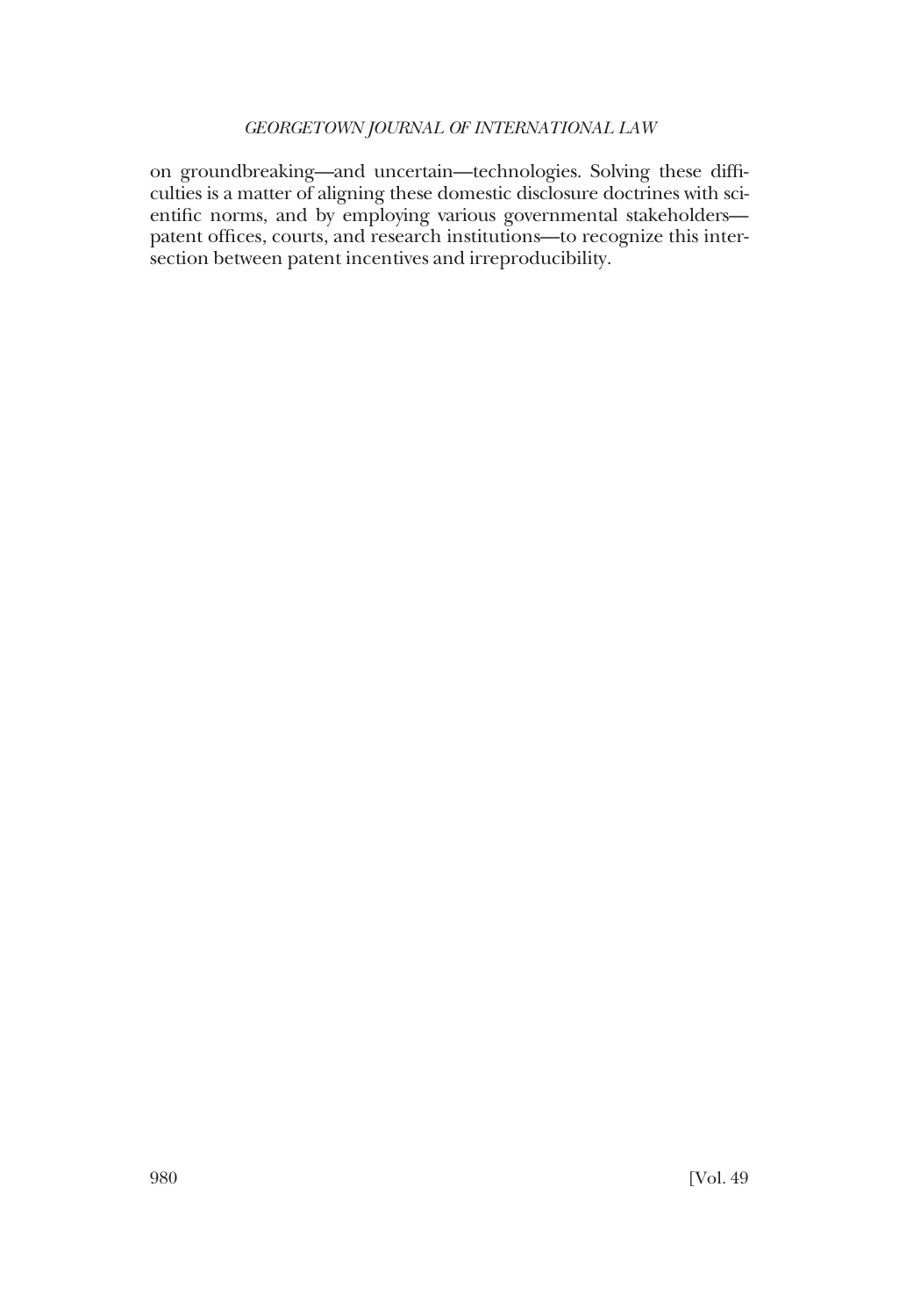on groundbreaking—and uncertain—technologies. Solving these difficulties is a matter of aligning these domestic disclosure doctrines with scientific norms, and by employing various governmental stakeholders—patent offices, courts, and research institutions—to recognize this intersection between patent incentives and irreproducibility.